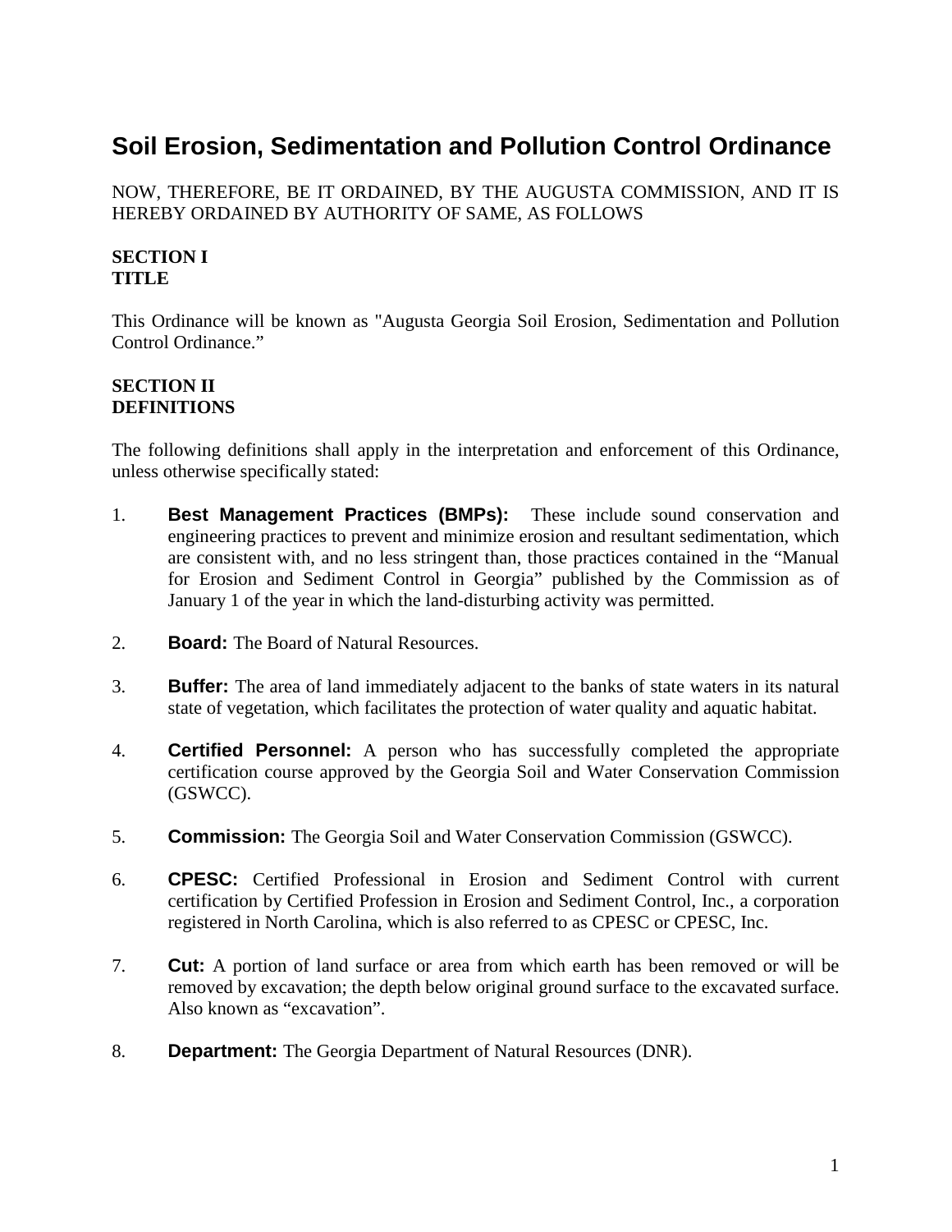# Soil Erosion, Sedimentation and Pollution Control Ordinance

NOW, THEREFORE, BE IT ORDAINED, BY THE AUGUSTA COMMISSION, AND IT IS HEREBY ORDAINED BY AUTHORITY OF SAME, AS FOLLOWS

## SECTION I
## TITLE

This Ordinance will be known as "Augusta Georgia Soil Erosion, Sedimentation and Pollution Control Ordinance."

## SECTION II
## DEFINITIONS

The following definitions shall apply in the interpretation and enforcement of this Ordinance, unless otherwise specifically stated:

1. **Best Management Practices (BMPs):** These include sound conservation and engineering practices to prevent and minimize erosion and resultant sedimentation, which are consistent with, and no less stringent than, those practices contained in the "Manual for Erosion and Sediment Control in Georgia" published by the Commission as of January 1 of the year in which the land-disturbing activity was permitted.

2. **Board:** The Board of Natural Resources.

3. **Buffer:** The area of land immediately adjacent to the banks of state waters in its natural state of vegetation, which facilitates the protection of water quality and aquatic habitat.

4. **Certified Personnel:** A person who has successfully completed the appropriate certification course approved by the Georgia Soil and Water Conservation Commission (GSWCC).

5. **Commission:** The Georgia Soil and Water Conservation Commission (GSWCC).

6. **CPESC:** Certified Professional in Erosion and Sediment Control with current certification by Certified Profession in Erosion and Sediment Control, Inc., a corporation registered in North Carolina, which is also referred to as CPESC or CPESC, Inc.

7. **Cut:** A portion of land surface or area from which earth has been removed or will be removed by excavation; the depth below original ground surface to the excavated surface. Also known as "excavation".

8. **Department:** The Georgia Department of Natural Resources (DNR).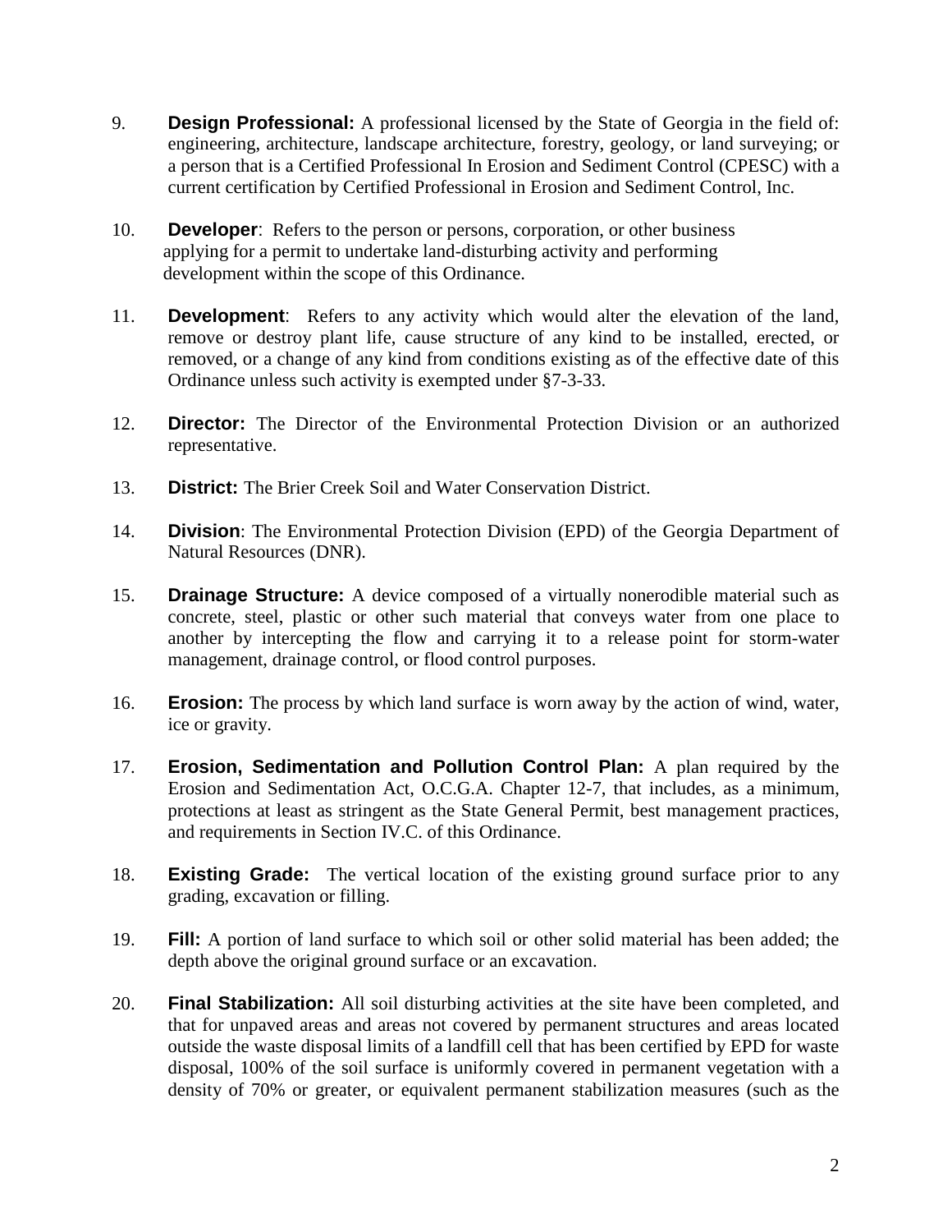9. **Design Professional:** A professional licensed by the State of Georgia in the field of: engineering, architecture, landscape architecture, forestry, geology, or land surveying; or a person that is a Certified Professional In Erosion and Sediment Control (CPESC) with a current certification by Certified Professional in Erosion and Sediment Control, Inc.

10. **Developer**: Refers to the person or persons, corporation, or other business applying for a permit to undertake land-disturbing activity and performing development within the scope of this Ordinance.

11. **Development**: Refers to any activity which would alter the elevation of the land, remove or destroy plant life, cause structure of any kind to be installed, erected, or removed, or a change of any kind from conditions existing as of the effective date of this Ordinance unless such activity is exempted under §7-3-33.

12. **Director:** The Director of the Environmental Protection Division or an authorized representative.

13. **District:** The Brier Creek Soil and Water Conservation District.

14. **Division**: The Environmental Protection Division (EPD) of the Georgia Department of Natural Resources (DNR).

15. **Drainage Structure:** A device composed of a virtually nonerodible material such as concrete, steel, plastic or other such material that conveys water from one place to another by intercepting the flow and carrying it to a release point for storm-water management, drainage control, or flood control purposes.

16. **Erosion:** The process by which land surface is worn away by the action of wind, water, ice or gravity.

17. **Erosion, Sedimentation and Pollution Control Plan:** A plan required by the Erosion and Sedimentation Act, O.C.G.A. Chapter 12-7, that includes, as a minimum, protections at least as stringent as the State General Permit, best management practices, and requirements in Section IV.C. of this Ordinance.

18. **Existing Grade:** The vertical location of the existing ground surface prior to any grading, excavation or filling.

19. **Fill:** A portion of land surface to which soil or other solid material has been added; the depth above the original ground surface or an excavation.

20. **Final Stabilization:** All soil disturbing activities at the site have been completed, and that for unpaved areas and areas not covered by permanent structures and areas located outside the waste disposal limits of a landfill cell that has been certified by EPD for waste disposal, 100% of the soil surface is uniformly covered in permanent vegetation with a density of 70% or greater, or equivalent permanent stabilization measures (such as the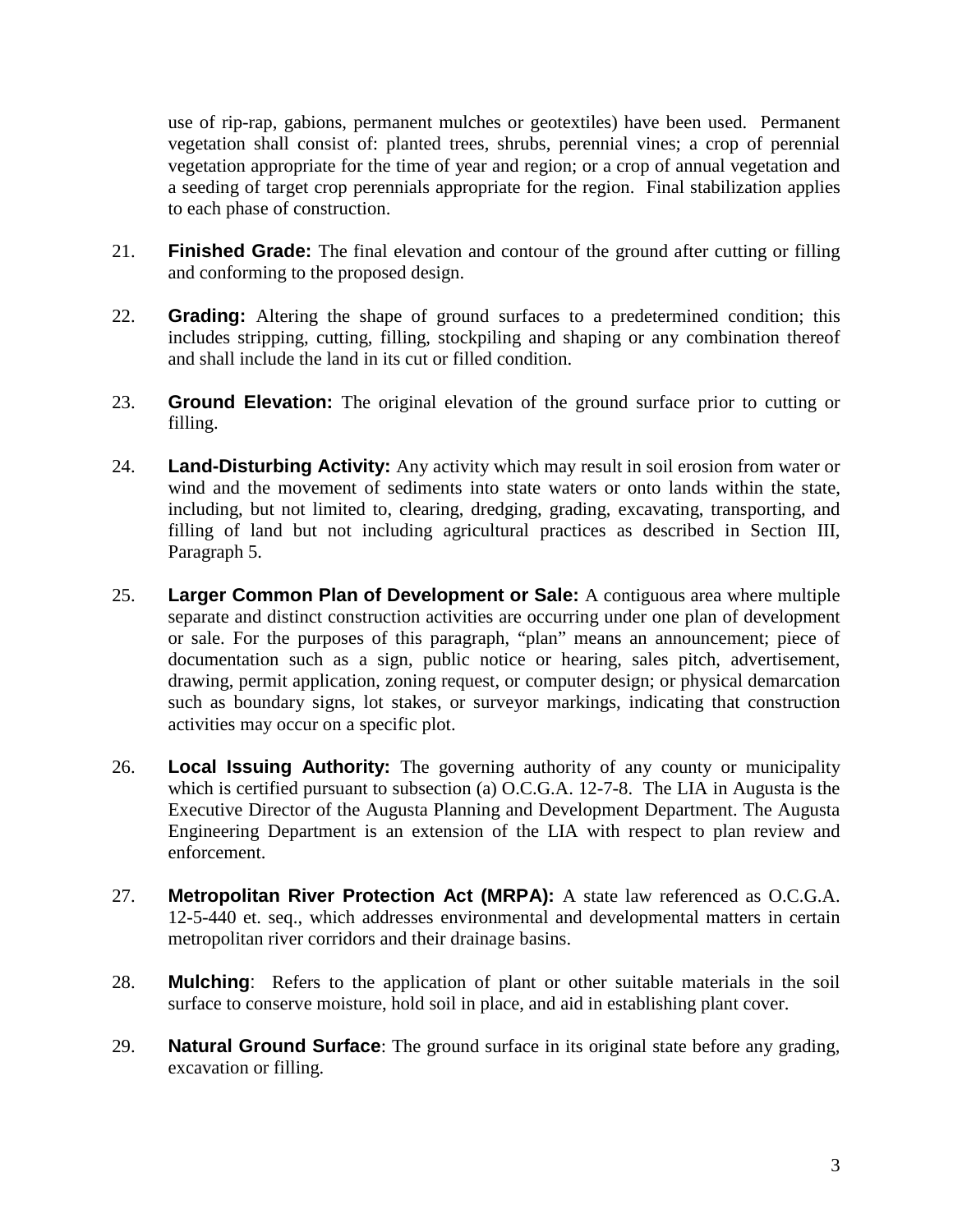use of rip-rap, gabions, permanent mulches or geotextiles) have been used. Permanent vegetation shall consist of: planted trees, shrubs, perennial vines; a crop of perennial vegetation appropriate for the time of year and region; or a crop of annual vegetation and a seeding of target crop perennials appropriate for the region. Final stabilization applies to each phase of construction.

21. **Finished Grade:** The final elevation and contour of the ground after cutting or filling and conforming to the proposed design.

22. **Grading:** Altering the shape of ground surfaces to a predetermined condition; this includes stripping, cutting, filling, stockpiling and shaping or any combination thereof and shall include the land in its cut or filled condition.

23. **Ground Elevation:** The original elevation of the ground surface prior to cutting or filling.

24. **Land-Disturbing Activity:** Any activity which may result in soil erosion from water or wind and the movement of sediments into state waters or onto lands within the state, including, but not limited to, clearing, dredging, grading, excavating, transporting, and filling of land but not including agricultural practices as described in Section III, Paragraph 5.

25. **Larger Common Plan of Development or Sale:** A contiguous area where multiple separate and distinct construction activities are occurring under one plan of development or sale. For the purposes of this paragraph, "plan" means an announcement; piece of documentation such as a sign, public notice or hearing, sales pitch, advertisement, drawing, permit application, zoning request, or computer design; or physical demarcation such as boundary signs, lot stakes, or surveyor markings, indicating that construction activities may occur on a specific plot.

26. **Local Issuing Authority:** The governing authority of any county or municipality which is certified pursuant to subsection (a) O.C.G.A. 12-7-8. The LIA in Augusta is the Executive Director of the Augusta Planning and Development Department. The Augusta Engineering Department is an extension of the LIA with respect to plan review and enforcement.

27. **Metropolitan River Protection Act (MRPA):** A state law referenced as O.C.G.A. 12-5-440 et. seq., which addresses environmental and developmental matters in certain metropolitan river corridors and their drainage basins.

28. **Mulching**: Refers to the application of plant or other suitable materials in the soil surface to conserve moisture, hold soil in place, and aid in establishing plant cover.

29. **Natural Ground Surface**: The ground surface in its original state before any grading, excavation or filling.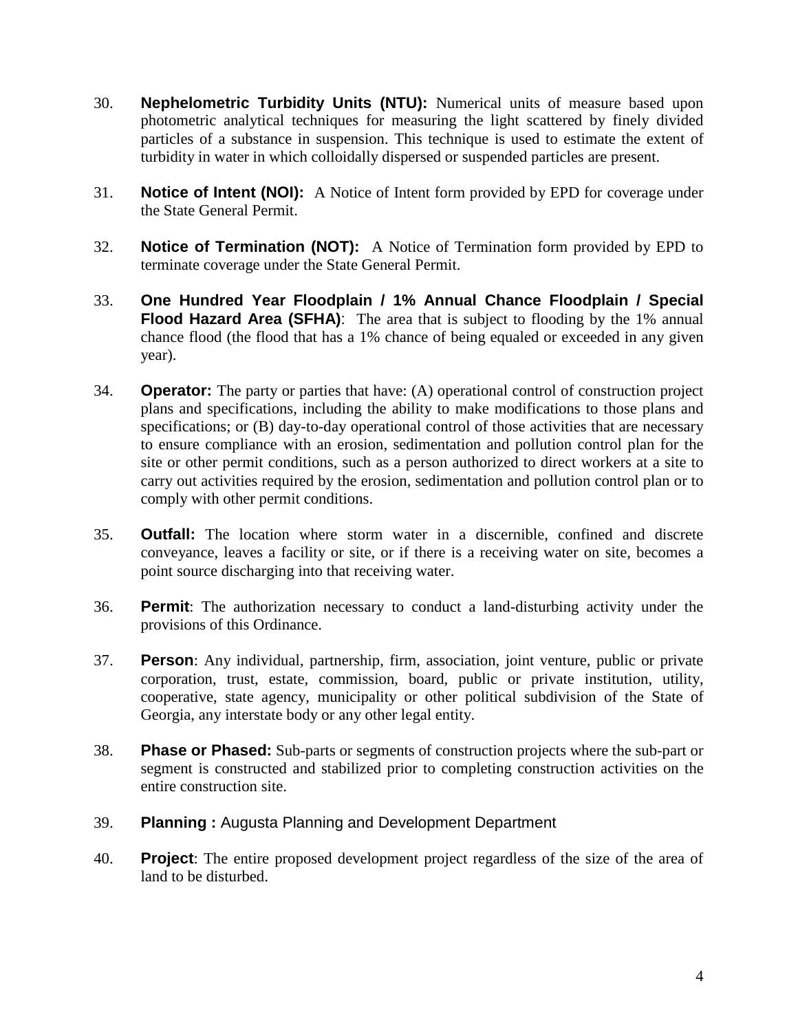30. **Nephelometric Turbidity Units (NTU):** Numerical units of measure based upon photometric analytical techniques for measuring the light scattered by finely divided particles of a substance in suspension. This technique is used to estimate the extent of turbidity in water in which colloidally dispersed or suspended particles are present.

31. **Notice of Intent (NOI):** A Notice of Intent form provided by EPD for coverage under the State General Permit.

32. **Notice of Termination (NOT):** A Notice of Termination form provided by EPD to terminate coverage under the State General Permit.

33. **One Hundred Year Floodplain / 1% Annual Chance Floodplain / Special Flood Hazard Area (SFHA)**: The area that is subject to flooding by the 1% annual chance flood (the flood that has a 1% chance of being equaled or exceeded in any given year).

34. **Operator:** The party or parties that have: (A) operational control of construction project plans and specifications, including the ability to make modifications to those plans and specifications; or (B) day-to-day operational control of those activities that are necessary to ensure compliance with an erosion, sedimentation and pollution control plan for the site or other permit conditions, such as a person authorized to direct workers at a site to carry out activities required by the erosion, sedimentation and pollution control plan or to comply with other permit conditions.

35. **Outfall:** The location where storm water in a discernible, confined and discrete conveyance, leaves a facility or site, or if there is a receiving water on site, becomes a point source discharging into that receiving water.

36. **Permit**: The authorization necessary to conduct a land-disturbing activity under the provisions of this Ordinance.

37. **Person**: Any individual, partnership, firm, association, joint venture, public or private corporation, trust, estate, commission, board, public or private institution, utility, cooperative, state agency, municipality or other political subdivision of the State of Georgia, any interstate body or any other legal entity.

38. **Phase or Phased:** Sub-parts or segments of construction projects where the sub-part or segment is constructed and stabilized prior to completing construction activities on the entire construction site.

39. **Planning :** Augusta Planning and Development Department

40. **Project**: The entire proposed development project regardless of the size of the area of land to be disturbed.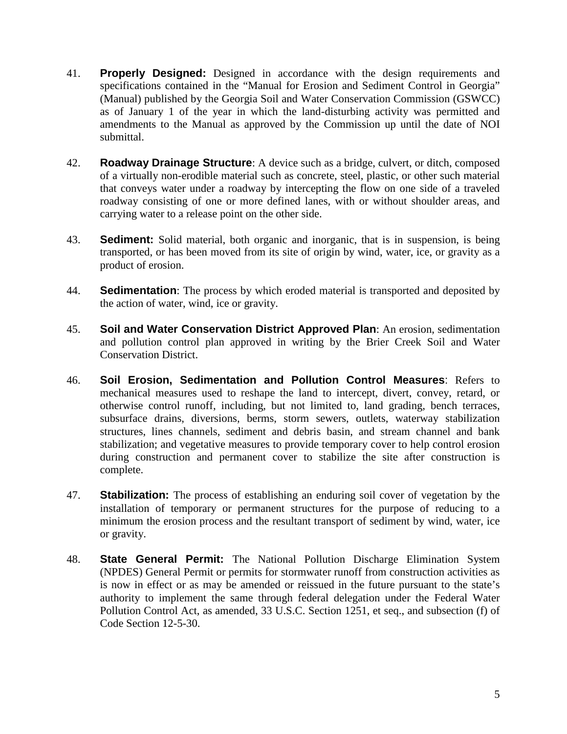41. **Properly Designed:** Designed in accordance with the design requirements and specifications contained in the "Manual for Erosion and Sediment Control in Georgia" (Manual) published by the Georgia Soil and Water Conservation Commission (GSWCC) as of January 1 of the year in which the land-disturbing activity was permitted and amendments to the Manual as approved by the Commission up until the date of NOI submittal.

42. **Roadway Drainage Structure**: A device such as a bridge, culvert, or ditch, composed of a virtually non-erodible material such as concrete, steel, plastic, or other such material that conveys water under a roadway by intercepting the flow on one side of a traveled roadway consisting of one or more defined lanes, with or without shoulder areas, and carrying water to a release point on the other side.

43. **Sediment:** Solid material, both organic and inorganic, that is in suspension, is being transported, or has been moved from its site of origin by wind, water, ice, or gravity as a product of erosion.

44. **Sedimentation**: The process by which eroded material is transported and deposited by the action of water, wind, ice or gravity.

45. **Soil and Water Conservation District Approved Plan**: An erosion, sedimentation and pollution control plan approved in writing by the Brier Creek Soil and Water Conservation District.

46. **Soil Erosion, Sedimentation and Pollution Control Measures**: Refers to mechanical measures used to reshape the land to intercept, divert, convey, retard, or otherwise control runoff, including, but not limited to, land grading, bench terraces, subsurface drains, diversions, berms, storm sewers, outlets, waterway stabilization structures, lines channels, sediment and debris basin, and stream channel and bank stabilization; and vegetative measures to provide temporary cover to help control erosion during construction and permanent cover to stabilize the site after construction is complete.

47. **Stabilization:** The process of establishing an enduring soil cover of vegetation by the installation of temporary or permanent structures for the purpose of reducing to a minimum the erosion process and the resultant transport of sediment by wind, water, ice or gravity.

48. **State General Permit:** The National Pollution Discharge Elimination System (NPDES) General Permit or permits for stormwater runoff from construction activities as is now in effect or as may be amended or reissued in the future pursuant to the state's authority to implement the same through federal delegation under the Federal Water Pollution Control Act, as amended, 33 U.S.C. Section 1251, et seq., and subsection (f) of Code Section 12-5-30.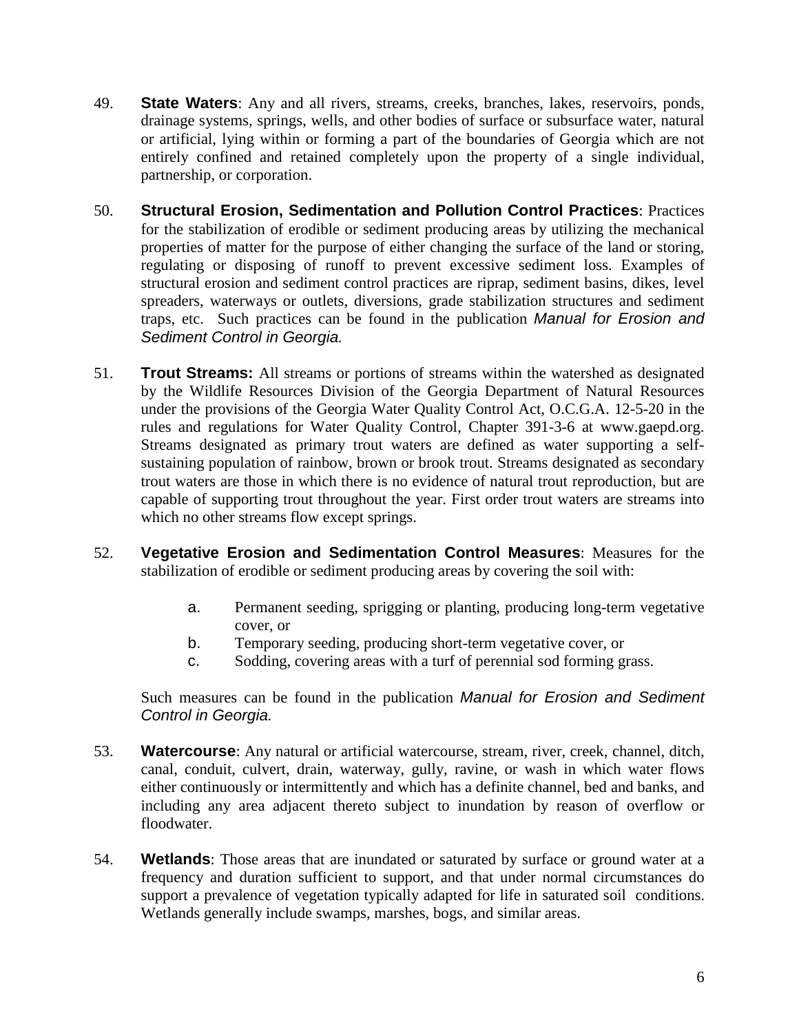49. **State Waters**: Any and all rivers, streams, creeks, branches, lakes, reservoirs, ponds, drainage systems, springs, wells, and other bodies of surface or subsurface water, natural or artificial, lying within or forming a part of the boundaries of Georgia which are not entirely confined and retained completely upon the property of a single individual, partnership, or corporation.

50. **Structural Erosion, Sedimentation and Pollution Control Practices**: Practices for the stabilization of erodible or sediment producing areas by utilizing the mechanical properties of matter for the purpose of either changing the surface of the land or storing, regulating or disposing of runoff to prevent excessive sediment loss. Examples of structural erosion and sediment control practices are riprap, sediment basins, dikes, level spreaders, waterways or outlets, diversions, grade stabilization structures and sediment traps, etc. Such practices can be found in the publication *Manual for Erosion and Sediment Control in Georgia.*

51. **Trout Streams:** All streams or portions of streams within the watershed as designated by the Wildlife Resources Division of the Georgia Department of Natural Resources under the provisions of the Georgia Water Quality Control Act, O.C.G.A. 12-5-20 in the rules and regulations for Water Quality Control, Chapter 391-3-6 at www.gaepd.org. Streams designated as primary trout waters are defined as water supporting a self-sustaining population of rainbow, brown or brook trout. Streams designated as secondary trout waters are those in which there is no evidence of natural trout reproduction, but are capable of supporting trout throughout the year. First order trout waters are streams into which no other streams flow except springs.

52. **Vegetative Erosion and Sedimentation Control Measures**: Measures for the stabilization of erodible or sediment producing areas by covering the soil with:

    a. Permanent seeding, sprigging or planting, producing long-term vegetative cover, or
    b. Temporary seeding, producing short-term vegetative cover, or
    c. Sodding, covering areas with a turf of perennial sod forming grass.

    Such measures can be found in the publication *Manual for Erosion and Sediment Control in Georgia.*

53. **Watercourse**: Any natural or artificial watercourse, stream, river, creek, channel, ditch, canal, conduit, culvert, drain, waterway, gully, ravine, or wash in which water flows either continuously or intermittently and which has a definite channel, bed and banks, and including any area adjacent thereto subject to inundation by reason of overflow or floodwater.

54. **Wetlands**: Those areas that are inundated or saturated by surface or ground water at a frequency and duration sufficient to support, and that under normal circumstances do support a prevalence of vegetation typically adapted for life in saturated soil conditions. Wetlands generally include swamps, marshes, bogs, and similar areas.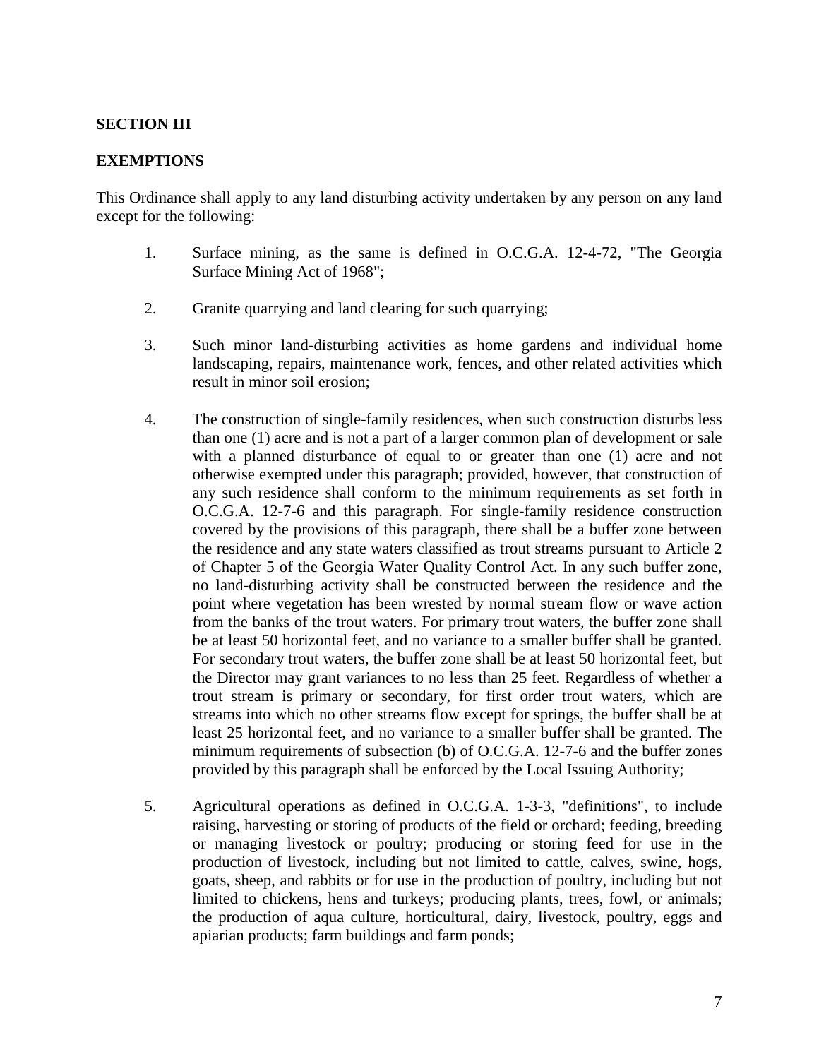## SECTION III

## EXEMPTIONS

This Ordinance shall apply to any land disturbing activity undertaken by any person on any land except for the following:

1. Surface mining, as the same is defined in O.C.G.A. 12-4-72, "The Georgia Surface Mining Act of 1968";

2. Granite quarrying and land clearing for such quarrying;

3. Such minor land-disturbing activities as home gardens and individual home landscaping, repairs, maintenance work, fences, and other related activities which result in minor soil erosion;

4. The construction of single-family residences, when such construction disturbs less than one (1) acre and is not a part of a larger common plan of development or sale with a planned disturbance of equal to or greater than one (1) acre and not otherwise exempted under this paragraph; provided, however, that construction of any such residence shall conform to the minimum requirements as set forth in O.C.G.A. 12-7-6 and this paragraph. For single-family residence construction covered by the provisions of this paragraph, there shall be a buffer zone between the residence and any state waters classified as trout streams pursuant to Article 2 of Chapter 5 of the Georgia Water Quality Control Act. In any such buffer zone, no land-disturbing activity shall be constructed between the residence and the point where vegetation has been wrested by normal stream flow or wave action from the banks of the trout waters. For primary trout waters, the buffer zone shall be at least 50 horizontal feet, and no variance to a smaller buffer shall be granted. For secondary trout waters, the buffer zone shall be at least 50 horizontal feet, but the Director may grant variances to no less than 25 feet. Regardless of whether a trout stream is primary or secondary, for first order trout waters, which are streams into which no other streams flow except for springs, the buffer shall be at least 25 horizontal feet, and no variance to a smaller buffer shall be granted. The minimum requirements of subsection (b) of O.C.G.A. 12-7-6 and the buffer zones provided by this paragraph shall be enforced by the Local Issuing Authority;

5. Agricultural operations as defined in O.C.G.A. 1-3-3, "definitions", to include raising, harvesting or storing of products of the field or orchard; feeding, breeding or managing livestock or poultry; producing or storing feed for use in the production of livestock, including but not limited to cattle, calves, swine, hogs, goats, sheep, and rabbits or for use in the production of poultry, including but not limited to chickens, hens and turkeys; producing plants, trees, fowl, or animals; the production of aqua culture, horticultural, dairy, livestock, poultry, eggs and apiarian products; farm buildings and farm ponds;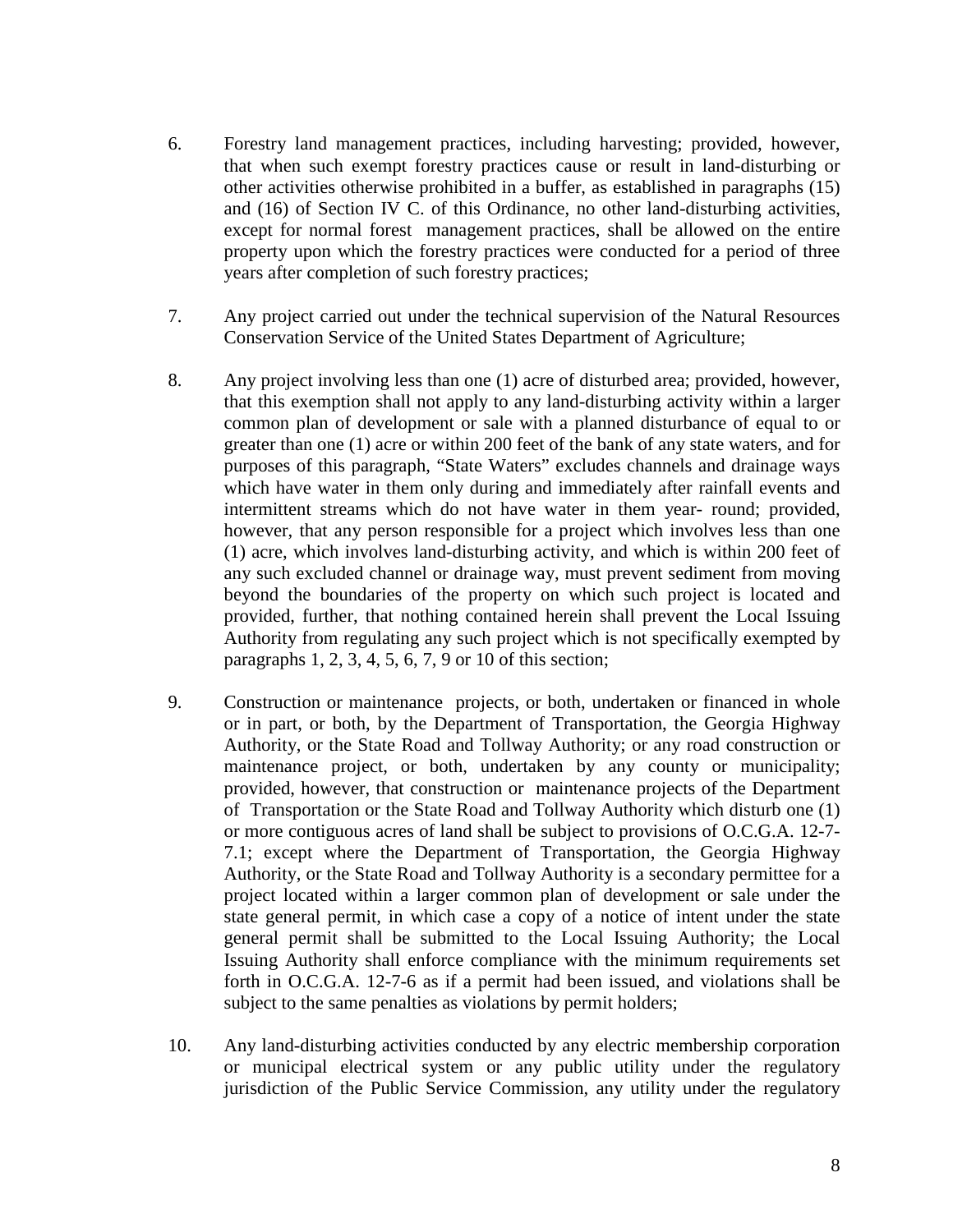6. Forestry land management practices, including harvesting; provided, however, that when such exempt forestry practices cause or result in land-disturbing or other activities otherwise prohibited in a buffer, as established in paragraphs (15) and (16) of Section IV C. of this Ordinance, no other land-disturbing activities, except for normal forest management practices, shall be allowed on the entire property upon which the forestry practices were conducted for a period of three years after completion of such forestry practices;

7. Any project carried out under the technical supervision of the Natural Resources Conservation Service of the United States Department of Agriculture;

8. Any project involving less than one (1) acre of disturbed area; provided, however, that this exemption shall not apply to any land-disturbing activity within a larger common plan of development or sale with a planned disturbance of equal to or greater than one (1) acre or within 200 feet of the bank of any state waters, and for purposes of this paragraph, "State Waters" excludes channels and drainage ways which have water in them only during and immediately after rainfall events and intermittent streams which do not have water in them year- round; provided, however, that any person responsible for a project which involves less than one (1) acre, which involves land-disturbing activity, and which is within 200 feet of any such excluded channel or drainage way, must prevent sediment from moving beyond the boundaries of the property on which such project is located and provided, further, that nothing contained herein shall prevent the Local Issuing Authority from regulating any such project which is not specifically exempted by paragraphs 1, 2, 3, 4, 5, 6, 7, 9 or 10 of this section;

9. Construction or maintenance projects, or both, undertaken or financed in whole or in part, or both, by the Department of Transportation, the Georgia Highway Authority, or the State Road and Tollway Authority; or any road construction or maintenance project, or both, undertaken by any county or municipality; provided, however, that construction or maintenance projects of the Department of Transportation or the State Road and Tollway Authority which disturb one (1) or more contiguous acres of land shall be subject to provisions of O.C.G.A. 12-7-7.1; except where the Department of Transportation, the Georgia Highway Authority, or the State Road and Tollway Authority is a secondary permittee for a project located within a larger common plan of development or sale under the state general permit, in which case a copy of a notice of intent under the state general permit shall be submitted to the Local Issuing Authority; the Local Issuing Authority shall enforce compliance with the minimum requirements set forth in O.C.G.A. 12-7-6 as if a permit had been issued, and violations shall be subject to the same penalties as violations by permit holders;

10. Any land-disturbing activities conducted by any electric membership corporation or municipal electrical system or any public utility under the regulatory jurisdiction of the Public Service Commission, any utility under the regulatory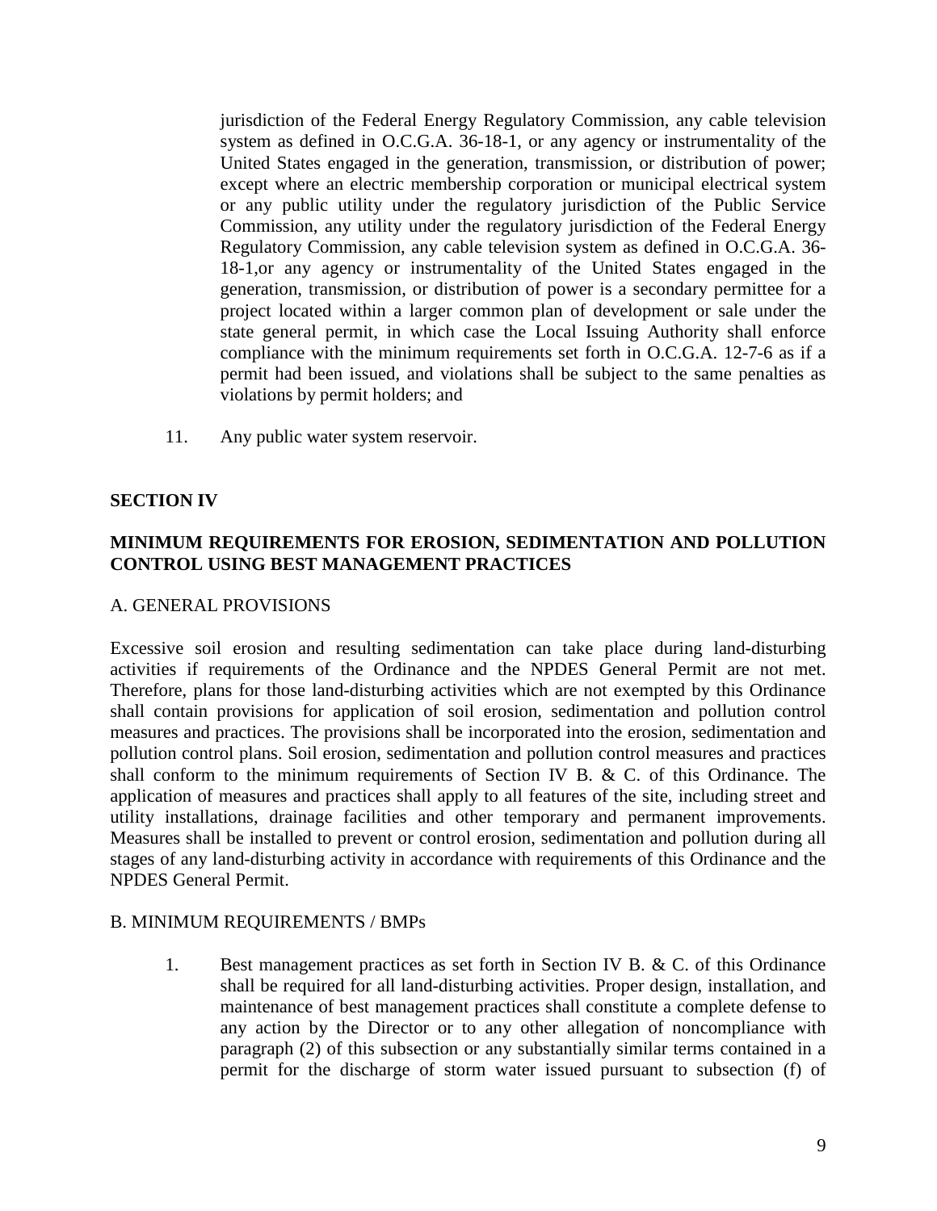jurisdiction of the Federal Energy Regulatory Commission, any cable television system as defined in O.C.G.A. 36-18-1, or any agency or instrumentality of the United States engaged in the generation, transmission, or distribution of power; except where an electric membership corporation or municipal electrical system or any public utility under the regulatory jurisdiction of the Public Service Commission, any utility under the regulatory jurisdiction of the Federal Energy Regulatory Commission, any cable television system as defined in O.C.G.A. 36-18-1,or any agency or instrumentality of the United States engaged in the generation, transmission, or distribution of power is a secondary permittee for a project located within a larger common plan of development or sale under the state general permit, in which case the Local Issuing Authority shall enforce compliance with the minimum requirements set forth in O.C.G.A. 12-7-6 as if a permit had been issued, and violations shall be subject to the same penalties as violations by permit holders; and

11. Any public water system reservoir.

## SECTION IV

## MINIMUM REQUIREMENTS FOR EROSION, SEDIMENTATION AND POLLUTION CONTROL USING BEST MANAGEMENT PRACTICES

### A. GENERAL PROVISIONS

Excessive soil erosion and resulting sedimentation can take place during land-disturbing activities if requirements of the Ordinance and the NPDES General Permit are not met. Therefore, plans for those land-disturbing activities which are not exempted by this Ordinance shall contain provisions for application of soil erosion, sedimentation and pollution control measures and practices. The provisions shall be incorporated into the erosion, sedimentation and pollution control plans. Soil erosion, sedimentation and pollution control measures and practices shall conform to the minimum requirements of Section IV B. & C. of this Ordinance. The application of measures and practices shall apply to all features of the site, including street and utility installations, drainage facilities and other temporary and permanent improvements. Measures shall be installed to prevent or control erosion, sedimentation and pollution during all stages of any land-disturbing activity in accordance with requirements of this Ordinance and the NPDES General Permit.

### B. MINIMUM REQUIREMENTS / BMPs

1. Best management practices as set forth in Section IV B. & C. of this Ordinance shall be required for all land-disturbing activities. Proper design, installation, and maintenance of best management practices shall constitute a complete defense to any action by the Director or to any other allegation of noncompliance with paragraph (2) of this subsection or any substantially similar terms contained in a permit for the discharge of storm water issued pursuant to subsection (f) of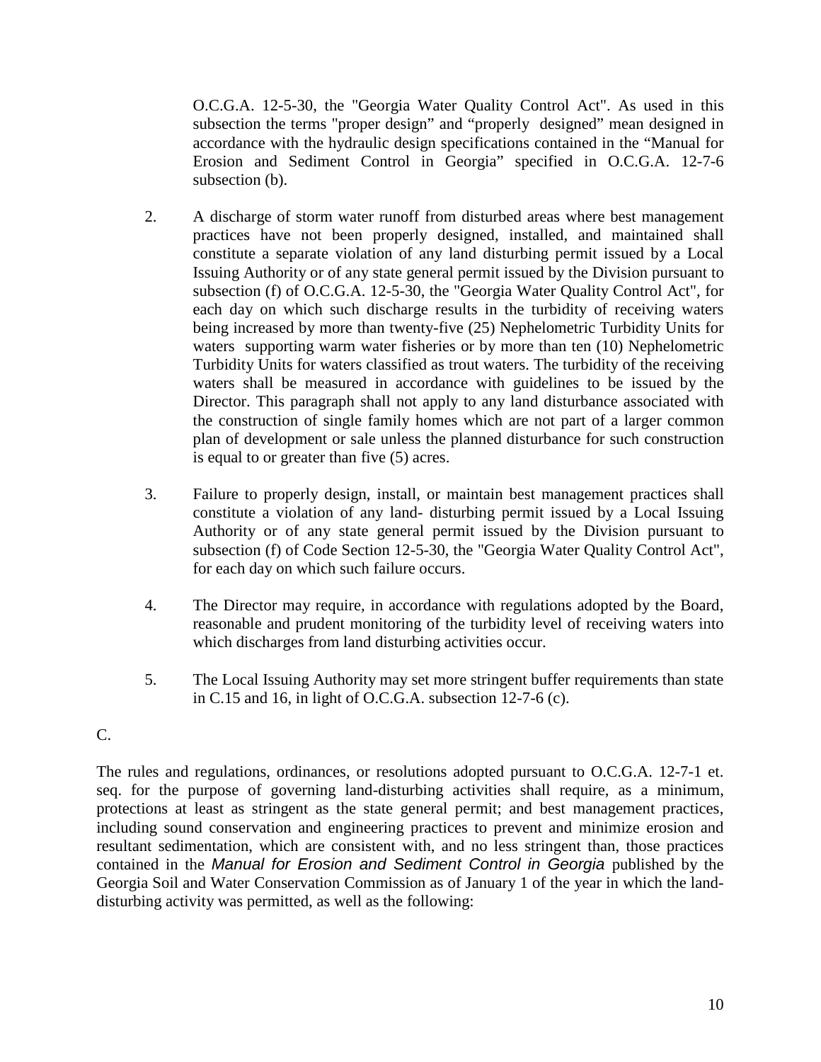O.C.G.A. 12-5-30, the "Georgia Water Quality Control Act". As used in this subsection the terms "proper design" and "properly designed" mean designed in accordance with the hydraulic design specifications contained in the "Manual for Erosion and Sediment Control in Georgia" specified in O.C.G.A. 12-7-6 subsection (b).

2. A discharge of storm water runoff from disturbed areas where best management practices have not been properly designed, installed, and maintained shall constitute a separate violation of any land disturbing permit issued by a Local Issuing Authority or of any state general permit issued by the Division pursuant to subsection (f) of O.C.G.A. 12-5-30, the "Georgia Water Quality Control Act", for each day on which such discharge results in the turbidity of receiving waters being increased by more than twenty-five (25) Nephelometric Turbidity Units for waters supporting warm water fisheries or by more than ten (10) Nephelometric Turbidity Units for waters classified as trout waters. The turbidity of the receiving waters shall be measured in accordance with guidelines to be issued by the Director. This paragraph shall not apply to any land disturbance associated with the construction of single family homes which are not part of a larger common plan of development or sale unless the planned disturbance for such construction is equal to or greater than five (5) acres.

3. Failure to properly design, install, or maintain best management practices shall constitute a violation of any land- disturbing permit issued by a Local Issuing Authority or of any state general permit issued by the Division pursuant to subsection (f) of Code Section 12-5-30, the "Georgia Water Quality Control Act", for each day on which such failure occurs.

4. The Director may require, in accordance with regulations adopted by the Board, reasonable and prudent monitoring of the turbidity level of receiving waters into which discharges from land disturbing activities occur.

5. The Local Issuing Authority may set more stringent buffer requirements than state in C.15 and 16, in light of O.C.G.A. subsection 12-7-6 (c).

C.

The rules and regulations, ordinances, or resolutions adopted pursuant to O.C.G.A. 12-7-1 et. seq. for the purpose of governing land-disturbing activities shall require, as a minimum, protections at least as stringent as the state general permit; and best management practices, including sound conservation and engineering practices to prevent and minimize erosion and resultant sedimentation, which are consistent with, and no less stringent than, those practices contained in the *Manual for Erosion and Sediment Control in Georgia* published by the Georgia Soil and Water Conservation Commission as of January 1 of the year in which the land-disturbing activity was permitted, as well as the following: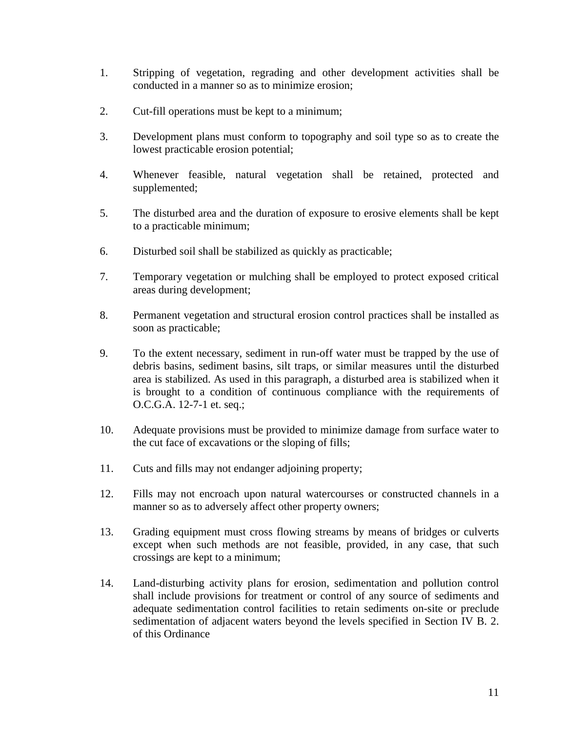1. Stripping of vegetation, regrading and other development activities shall be conducted in a manner so as to minimize erosion;

2. Cut-fill operations must be kept to a minimum;

3. Development plans must conform to topography and soil type so as to create the lowest practicable erosion potential;

4. Whenever feasible, natural vegetation shall be retained, protected and supplemented;

5. The disturbed area and the duration of exposure to erosive elements shall be kept to a practicable minimum;

6. Disturbed soil shall be stabilized as quickly as practicable;

7. Temporary vegetation or mulching shall be employed to protect exposed critical areas during development;

8. Permanent vegetation and structural erosion control practices shall be installed as soon as practicable;

9. To the extent necessary, sediment in run-off water must be trapped by the use of debris basins, sediment basins, silt traps, or similar measures until the disturbed area is stabilized. As used in this paragraph, a disturbed area is stabilized when it is brought to a condition of continuous compliance with the requirements of O.C.G.A. 12-7-1 et. seq.;

10. Adequate provisions must be provided to minimize damage from surface water to the cut face of excavations or the sloping of fills;

11. Cuts and fills may not endanger adjoining property;

12. Fills may not encroach upon natural watercourses or constructed channels in a manner so as to adversely affect other property owners;

13. Grading equipment must cross flowing streams by means of bridges or culverts except when such methods are not feasible, provided, in any case, that such crossings are kept to a minimum;

14. Land-disturbing activity plans for erosion, sedimentation and pollution control shall include provisions for treatment or control of any source of sediments and adequate sedimentation control facilities to retain sediments on-site or preclude sedimentation of adjacent waters beyond the levels specified in Section IV B. 2. of this Ordinance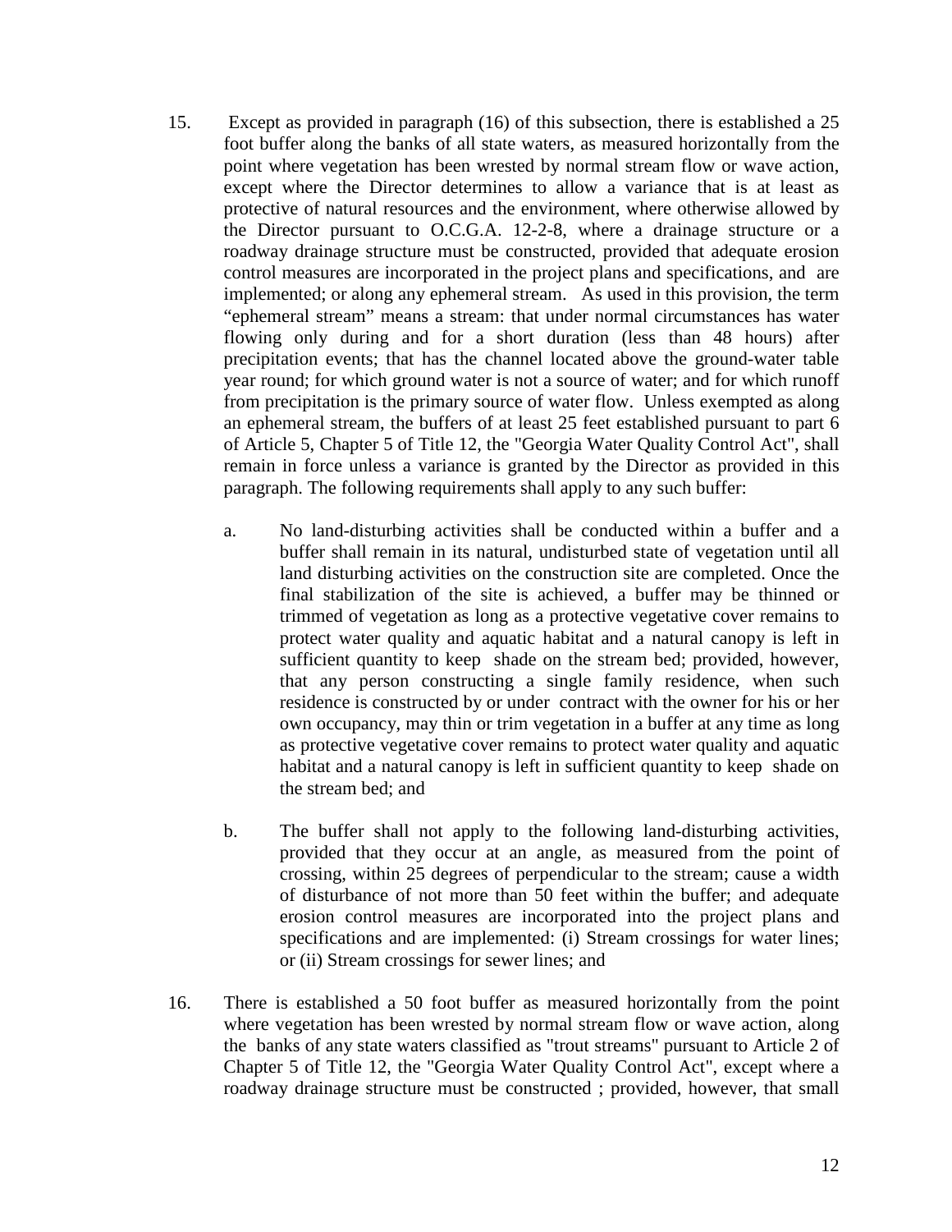15. Except as provided in paragraph (16) of this subsection, there is established a 25 foot buffer along the banks of all state waters, as measured horizontally from the point where vegetation has been wrested by normal stream flow or wave action, except where the Director determines to allow a variance that is at least as protective of natural resources and the environment, where otherwise allowed by the Director pursuant to O.C.G.A. 12-2-8, where a drainage structure or a roadway drainage structure must be constructed, provided that adequate erosion control measures are incorporated in the project plans and specifications, and are implemented; or along any ephemeral stream. As used in this provision, the term "ephemeral stream" means a stream: that under normal circumstances has water flowing only during and for a short duration (less than 48 hours) after precipitation events; that has the channel located above the ground-water table year round; for which ground water is not a source of water; and for which runoff from precipitation is the primary source of water flow. Unless exempted as along an ephemeral stream, the buffers of at least 25 feet established pursuant to part 6 of Article 5, Chapter 5 of Title 12, the "Georgia Water Quality Control Act", shall remain in force unless a variance is granted by the Director as provided in this paragraph. The following requirements shall apply to any such buffer:

    a. No land-disturbing activities shall be conducted within a buffer and a buffer shall remain in its natural, undisturbed state of vegetation until all land disturbing activities on the construction site are completed. Once the final stabilization of the site is achieved, a buffer may be thinned or trimmed of vegetation as long as a protective vegetative cover remains to protect water quality and aquatic habitat and a natural canopy is left in sufficient quantity to keep shade on the stream bed; provided, however, that any person constructing a single family residence, when such residence is constructed by or under contract with the owner for his or her own occupancy, may thin or trim vegetation in a buffer at any time as long as protective vegetative cover remains to protect water quality and aquatic habitat and a natural canopy is left in sufficient quantity to keep shade on the stream bed; and

    b. The buffer shall not apply to the following land-disturbing activities, provided that they occur at an angle, as measured from the point of crossing, within 25 degrees of perpendicular to the stream; cause a width of disturbance of not more than 50 feet within the buffer; and adequate erosion control measures are incorporated into the project plans and specifications and are implemented: (i) Stream crossings for water lines; or (ii) Stream crossings for sewer lines; and

16. There is established a 50 foot buffer as measured horizontally from the point where vegetation has been wrested by normal stream flow or wave action, along the banks of any state waters classified as "trout streams" pursuant to Article 2 of Chapter 5 of Title 12, the "Georgia Water Quality Control Act", except where a roadway drainage structure must be constructed ; provided, however, that small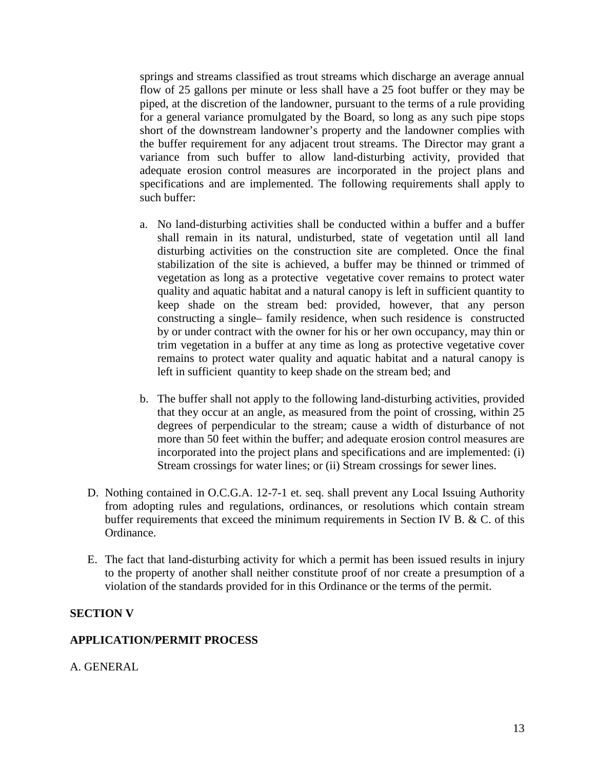springs and streams classified as trout streams which discharge an average annual flow of 25 gallons per minute or less shall have a 25 foot buffer or they may be piped, at the discretion of the landowner, pursuant to the terms of a rule providing for a general variance promulgated by the Board, so long as any such pipe stops short of the downstream landowner's property and the landowner complies with the buffer requirement for any adjacent trout streams. The Director may grant a variance from such buffer to allow land-disturbing activity, provided that adequate erosion control measures are incorporated in the project plans and specifications and are implemented. The following requirements shall apply to such buffer:

a. No land-disturbing activities shall be conducted within a buffer and a buffer shall remain in its natural, undisturbed, state of vegetation until all land disturbing activities on the construction site are completed. Once the final stabilization of the site is achieved, a buffer may be thinned or trimmed of vegetation as long as a protective vegetative cover remains to protect water quality and aquatic habitat and a natural canopy is left in sufficient quantity to keep shade on the stream bed: provided, however, that any person constructing a single– family residence, when such residence is constructed by or under contract with the owner for his or her own occupancy, may thin or trim vegetation in a buffer at any time as long as protective vegetative cover remains to protect water quality and aquatic habitat and a natural canopy is left in sufficient quantity to keep shade on the stream bed; and

b. The buffer shall not apply to the following land-disturbing activities, provided that they occur at an angle, as measured from the point of crossing, within 25 degrees of perpendicular to the stream; cause a width of disturbance of not more than 50 feet within the buffer; and adequate erosion control measures are incorporated into the project plans and specifications and are implemented: (i) Stream crossings for water lines; or (ii) Stream crossings for sewer lines.

D. Nothing contained in O.C.G.A. 12-7-1 et. seq. shall prevent any Local Issuing Authority from adopting rules and regulations, ordinances, or resolutions which contain stream buffer requirements that exceed the minimum requirements in Section IV B. & C. of this Ordinance.

E. The fact that land-disturbing activity for which a permit has been issued results in injury to the property of another shall neither constitute proof of nor create a presumption of a violation of the standards provided for in this Ordinance or the terms of the permit.

**SECTION V**

**APPLICATION/PERMIT PROCESS**

A. GENERAL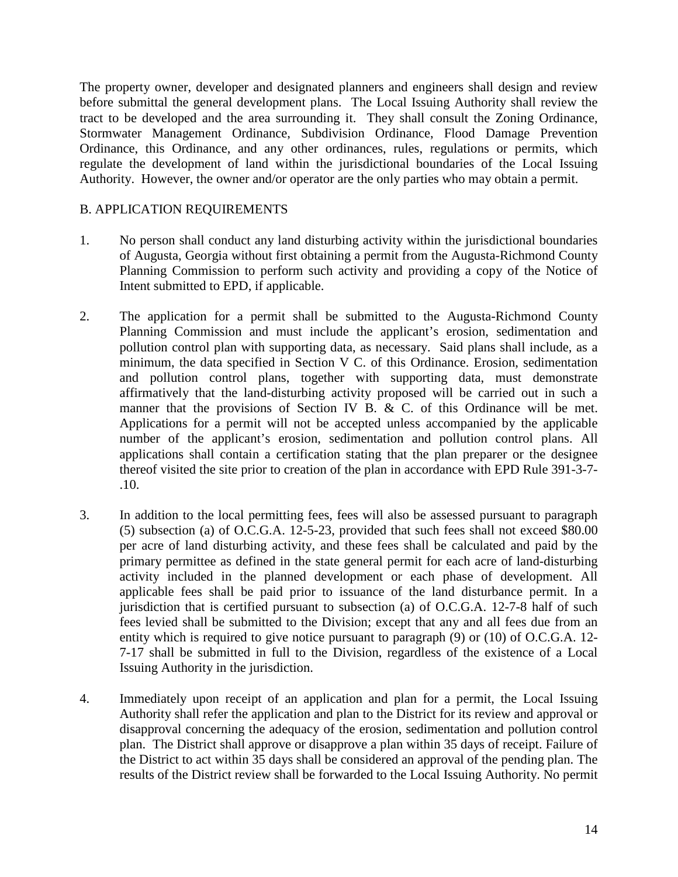The property owner, developer and designated planners and engineers shall design and review before submittal the general development plans. The Local Issuing Authority shall review the tract to be developed and the area surrounding it. They shall consult the Zoning Ordinance, Stormwater Management Ordinance, Subdivision Ordinance, Flood Damage Prevention Ordinance, this Ordinance, and any other ordinances, rules, regulations or permits, which regulate the development of land within the jurisdictional boundaries of the Local Issuing Authority. However, the owner and/or operator are the only parties who may obtain a permit.

B. APPLICATION REQUIREMENTS

1. No person shall conduct any land disturbing activity within the jurisdictional boundaries of Augusta, Georgia without first obtaining a permit from the Augusta-Richmond County Planning Commission to perform such activity and providing a copy of the Notice of Intent submitted to EPD, if applicable.

2. The application for a permit shall be submitted to the Augusta-Richmond County Planning Commission and must include the applicant's erosion, sedimentation and pollution control plan with supporting data, as necessary. Said plans shall include, as a minimum, the data specified in Section V C. of this Ordinance. Erosion, sedimentation and pollution control plans, together with supporting data, must demonstrate affirmatively that the land-disturbing activity proposed will be carried out in such a manner that the provisions of Section IV B. & C. of this Ordinance will be met. Applications for a permit will not be accepted unless accompanied by the applicable number of the applicant's erosion, sedimentation and pollution control plans. All applications shall contain a certification stating that the plan preparer or the designee thereof visited the site prior to creation of the plan in accordance with EPD Rule 391-3-7-.10.

3. In addition to the local permitting fees, fees will also be assessed pursuant to paragraph (5) subsection (a) of O.C.G.A. 12-5-23, provided that such fees shall not exceed $80.00 per acre of land disturbing activity, and these fees shall be calculated and paid by the primary permittee as defined in the state general permit for each acre of land-disturbing activity included in the planned development or each phase of development. All applicable fees shall be paid prior to issuance of the land disturbance permit. In a jurisdiction that is certified pursuant to subsection (a) of O.C.G.A. 12-7-8 half of such fees levied shall be submitted to the Division; except that any and all fees due from an entity which is required to give notice pursuant to paragraph (9) or (10) of O.C.G.A. 12-7-17 shall be submitted in full to the Division, regardless of the existence of a Local Issuing Authority in the jurisdiction.

4. Immediately upon receipt of an application and plan for a permit, the Local Issuing Authority shall refer the application and plan to the District for its review and approval or disapproval concerning the adequacy of the erosion, sedimentation and pollution control plan. The District shall approve or disapprove a plan within 35 days of receipt. Failure of the District to act within 35 days shall be considered an approval of the pending plan. The results of the District review shall be forwarded to the Local Issuing Authority. No permit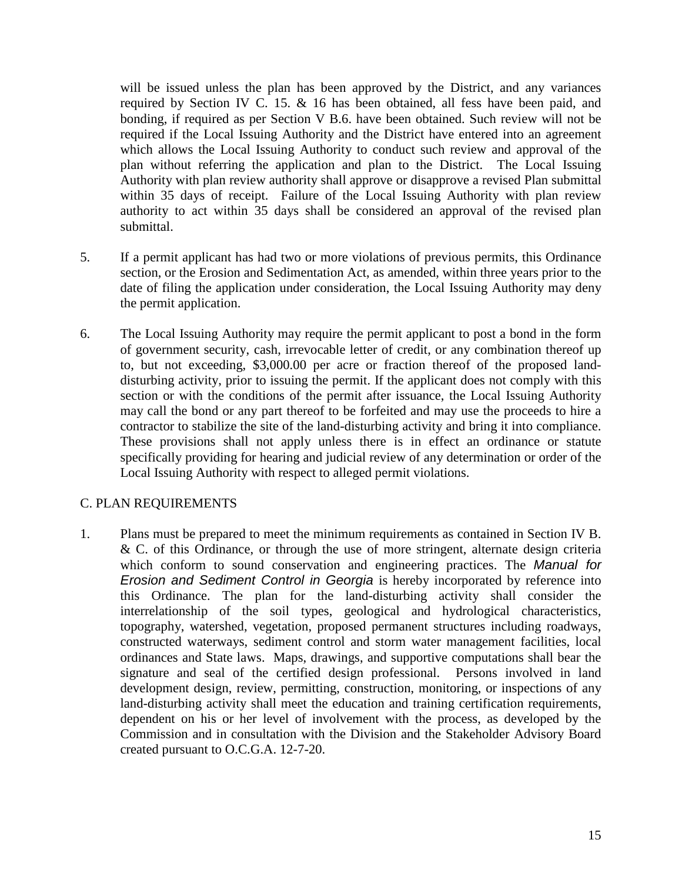will be issued unless the plan has been approved by the District, and any variances required by Section IV C. 15. & 16 has been obtained, all fess have been paid, and bonding, if required as per Section V B.6. have been obtained. Such review will not be required if the Local Issuing Authority and the District have entered into an agreement which allows the Local Issuing Authority to conduct such review and approval of the plan without referring the application and plan to the District. The Local Issuing Authority with plan review authority shall approve or disapprove a revised Plan submittal within 35 days of receipt. Failure of the Local Issuing Authority with plan review authority to act within 35 days shall be considered an approval of the revised plan submittal.

5. If a permit applicant has had two or more violations of previous permits, this Ordinance section, or the Erosion and Sedimentation Act, as amended, within three years prior to the date of filing the application under consideration, the Local Issuing Authority may deny the permit application.

6. The Local Issuing Authority may require the permit applicant to post a bond in the form of government security, cash, irrevocable letter of credit, or any combination thereof up to, but not exceeding, $3,000.00 per acre or fraction thereof of the proposed land-disturbing activity, prior to issuing the permit. If the applicant does not comply with this section or with the conditions of the permit after issuance, the Local Issuing Authority may call the bond or any part thereof to be forfeited and may use the proceeds to hire a contractor to stabilize the site of the land-disturbing activity and bring it into compliance. These provisions shall not apply unless there is in effect an ordinance or statute specifically providing for hearing and judicial review of any determination or order of the Local Issuing Authority with respect to alleged permit violations.

C. PLAN REQUIREMENTS

1. Plans must be prepared to meet the minimum requirements as contained in Section IV B. & C. of this Ordinance, or through the use of more stringent, alternate design criteria which conform to sound conservation and engineering practices. The *Manual for Erosion and Sediment Control in Georgia* is hereby incorporated by reference into this Ordinance. The plan for the land-disturbing activity shall consider the interrelationship of the soil types, geological and hydrological characteristics, topography, watershed, vegetation, proposed permanent structures including roadways, constructed waterways, sediment control and storm water management facilities, local ordinances and State laws. Maps, drawings, and supportive computations shall bear the signature and seal of the certified design professional. Persons involved in land development design, review, permitting, construction, monitoring, or inspections of any land-disturbing activity shall meet the education and training certification requirements, dependent on his or her level of involvement with the process, as developed by the Commission and in consultation with the Division and the Stakeholder Advisory Board created pursuant to O.C.G.A. 12-7-20.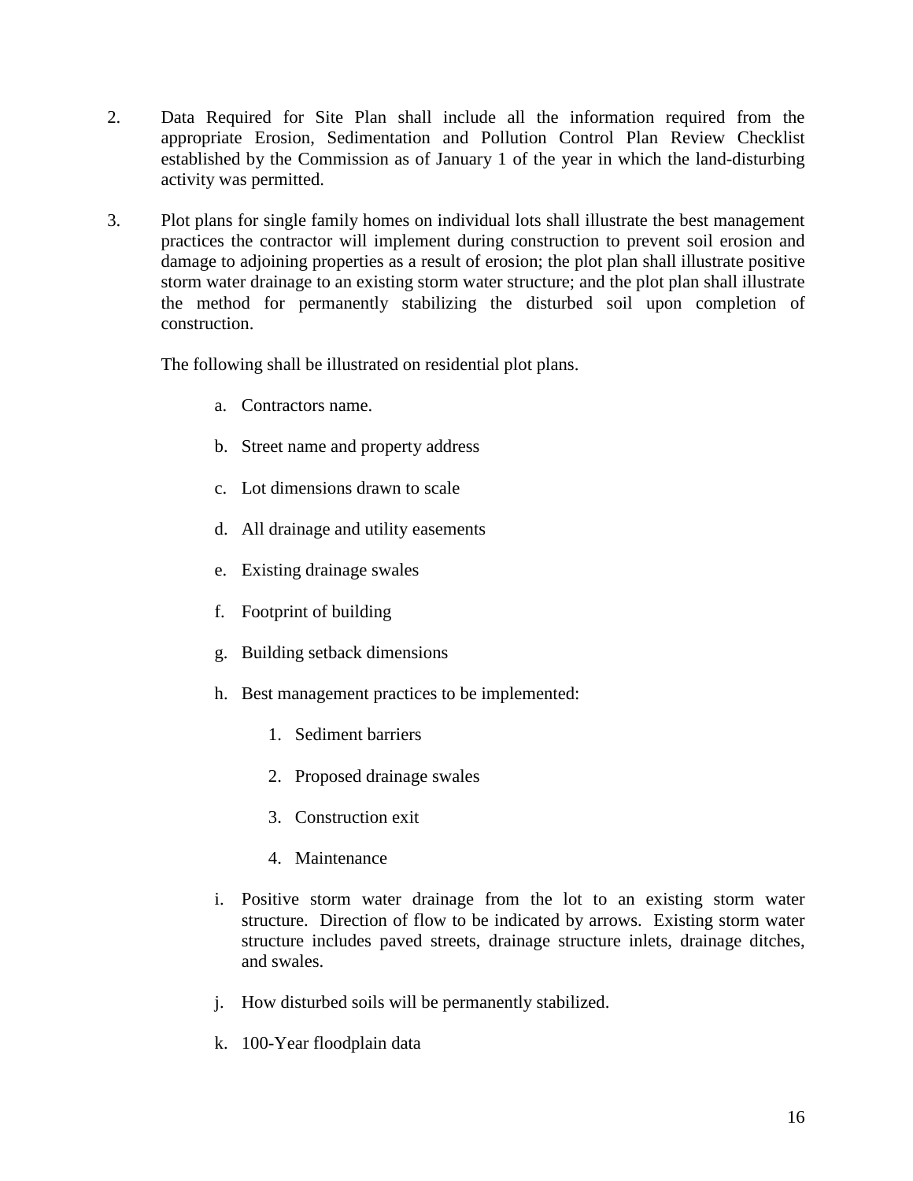2. Data Required for Site Plan shall include all the information required from the appropriate Erosion, Sedimentation and Pollution Control Plan Review Checklist established by the Commission as of January 1 of the year in which the land-disturbing activity was permitted.

3. Plot plans for single family homes on individual lots shall illustrate the best management practices the contractor will implement during construction to prevent soil erosion and damage to adjoining properties as a result of erosion; the plot plan shall illustrate positive storm water drainage to an existing storm water structure; and the plot plan shall illustrate the method for permanently stabilizing the disturbed soil upon completion of construction.

   The following shall be illustrated on residential plot plans.

   a. Contractors name.

   b. Street name and property address

   c. Lot dimensions drawn to scale

   d. All drainage and utility easements

   e. Existing drainage swales

   f. Footprint of building

   g. Building setback dimensions

   h. Best management practices to be implemented:

      1. Sediment barriers

      2. Proposed drainage swales

      3. Construction exit

      4. Maintenance

   i. Positive storm water drainage from the lot to an existing storm water structure. Direction of flow to be indicated by arrows. Existing storm water structure includes paved streets, drainage structure inlets, drainage ditches, and swales.

   j. How disturbed soils will be permanently stabilized.

   k. 100-Year floodplain data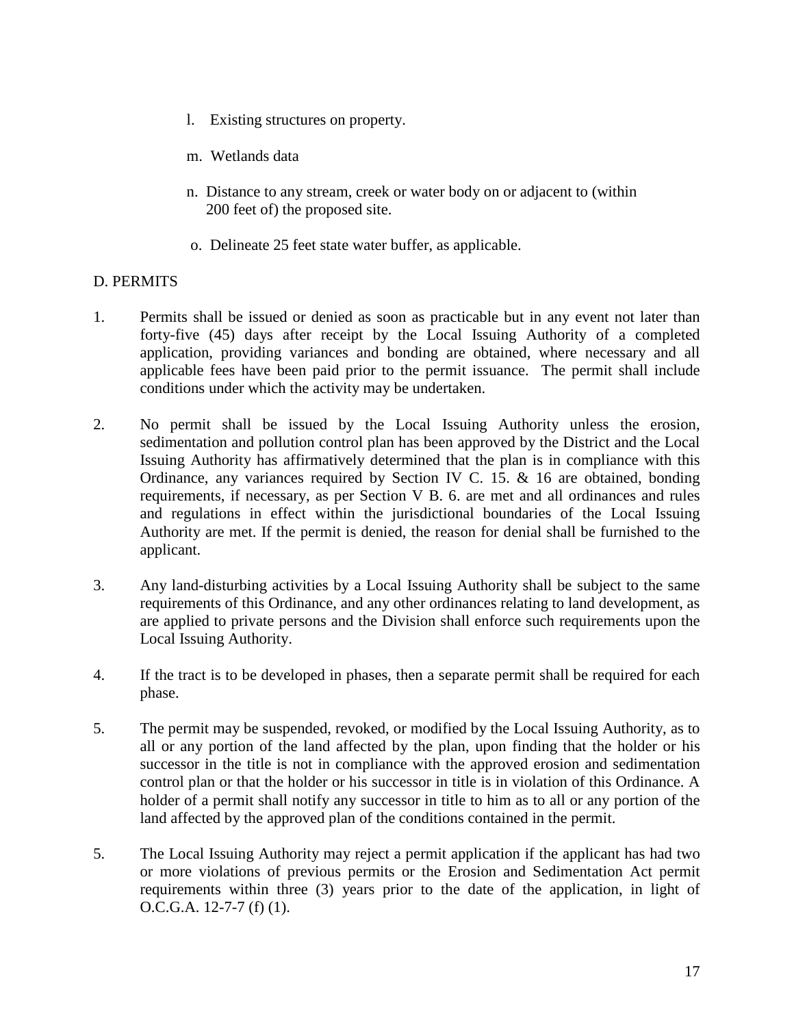l. Existing structures on property.

m. Wetlands data

n. Distance to any stream, creek or water body on or adjacent to (within 200 feet of) the proposed site.

o. Delineate 25 feet state water buffer, as applicable.

D. PERMITS

1. Permits shall be issued or denied as soon as practicable but in any event not later than forty-five (45) days after receipt by the Local Issuing Authority of a completed application, providing variances and bonding are obtained, where necessary and all applicable fees have been paid prior to the permit issuance. The permit shall include conditions under which the activity may be undertaken.

2. No permit shall be issued by the Local Issuing Authority unless the erosion, sedimentation and pollution control plan has been approved by the District and the Local Issuing Authority has affirmatively determined that the plan is in compliance with this Ordinance, any variances required by Section IV C. 15. & 16 are obtained, bonding requirements, if necessary, as per Section V B. 6. are met and all ordinances and rules and regulations in effect within the jurisdictional boundaries of the Local Issuing Authority are met. If the permit is denied, the reason for denial shall be furnished to the applicant.

3. Any land-disturbing activities by a Local Issuing Authority shall be subject to the same requirements of this Ordinance, and any other ordinances relating to land development, as are applied to private persons and the Division shall enforce such requirements upon the Local Issuing Authority.

4. If the tract is to be developed in phases, then a separate permit shall be required for each phase.

5. The permit may be suspended, revoked, or modified by the Local Issuing Authority, as to all or any portion of the land affected by the plan, upon finding that the holder or his successor in the title is not in compliance with the approved erosion and sedimentation control plan or that the holder or his successor in title is in violation of this Ordinance. A holder of a permit shall notify any successor in title to him as to all or any portion of the land affected by the approved plan of the conditions contained in the permit.

5. The Local Issuing Authority may reject a permit application if the applicant has had two or more violations of previous permits or the Erosion and Sedimentation Act permit requirements within three (3) years prior to the date of the application, in light of O.C.G.A. 12-7-7 (f) (1).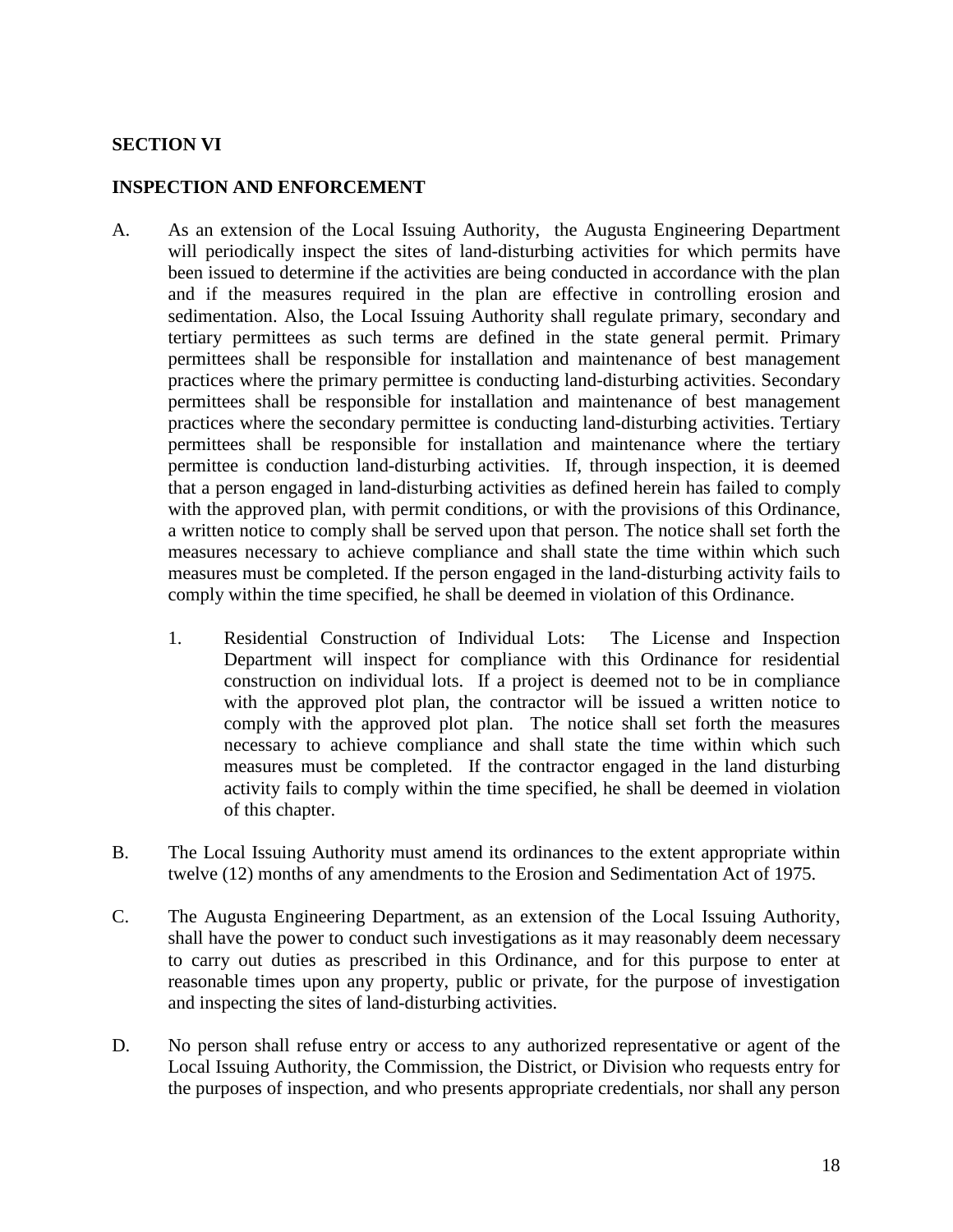## SECTION VI

## INSPECTION AND ENFORCEMENT

A. As an extension of the Local Issuing Authority, the Augusta Engineering Department will periodically inspect the sites of land-disturbing activities for which permits have been issued to determine if the activities are being conducted in accordance with the plan and if the measures required in the plan are effective in controlling erosion and sedimentation. Also, the Local Issuing Authority shall regulate primary, secondary and tertiary permittees as such terms are defined in the state general permit. Primary permittees shall be responsible for installation and maintenance of best management practices where the primary permittee is conducting land-disturbing activities. Secondary permittees shall be responsible for installation and maintenance of best management practices where the secondary permittee is conducting land-disturbing activities. Tertiary permittees shall be responsible for installation and maintenance where the tertiary permittee is conduction land-disturbing activities. If, through inspection, it is deemed that a person engaged in land-disturbing activities as defined herein has failed to comply with the approved plan, with permit conditions, or with the provisions of this Ordinance, a written notice to comply shall be served upon that person. The notice shall set forth the measures necessary to achieve compliance and shall state the time within which such measures must be completed. If the person engaged in the land-disturbing activity fails to comply within the time specified, he shall be deemed in violation of this Ordinance.

   1. Residential Construction of Individual Lots: The License and Inspection Department will inspect for compliance with this Ordinance for residential construction on individual lots. If a project is deemed not to be in compliance with the approved plot plan, the contractor will be issued a written notice to comply with the approved plot plan. The notice shall set forth the measures necessary to achieve compliance and shall state the time within which such measures must be completed. If the contractor engaged in the land disturbing activity fails to comply within the time specified, he shall be deemed in violation of this chapter.

B. The Local Issuing Authority must amend its ordinances to the extent appropriate within twelve (12) months of any amendments to the Erosion and Sedimentation Act of 1975.

C. The Augusta Engineering Department, as an extension of the Local Issuing Authority, shall have the power to conduct such investigations as it may reasonably deem necessary to carry out duties as prescribed in this Ordinance, and for this purpose to enter at reasonable times upon any property, public or private, for the purpose of investigation and inspecting the sites of land-disturbing activities.

D. No person shall refuse entry or access to any authorized representative or agent of the Local Issuing Authority, the Commission, the District, or Division who requests entry for the purposes of inspection, and who presents appropriate credentials, nor shall any person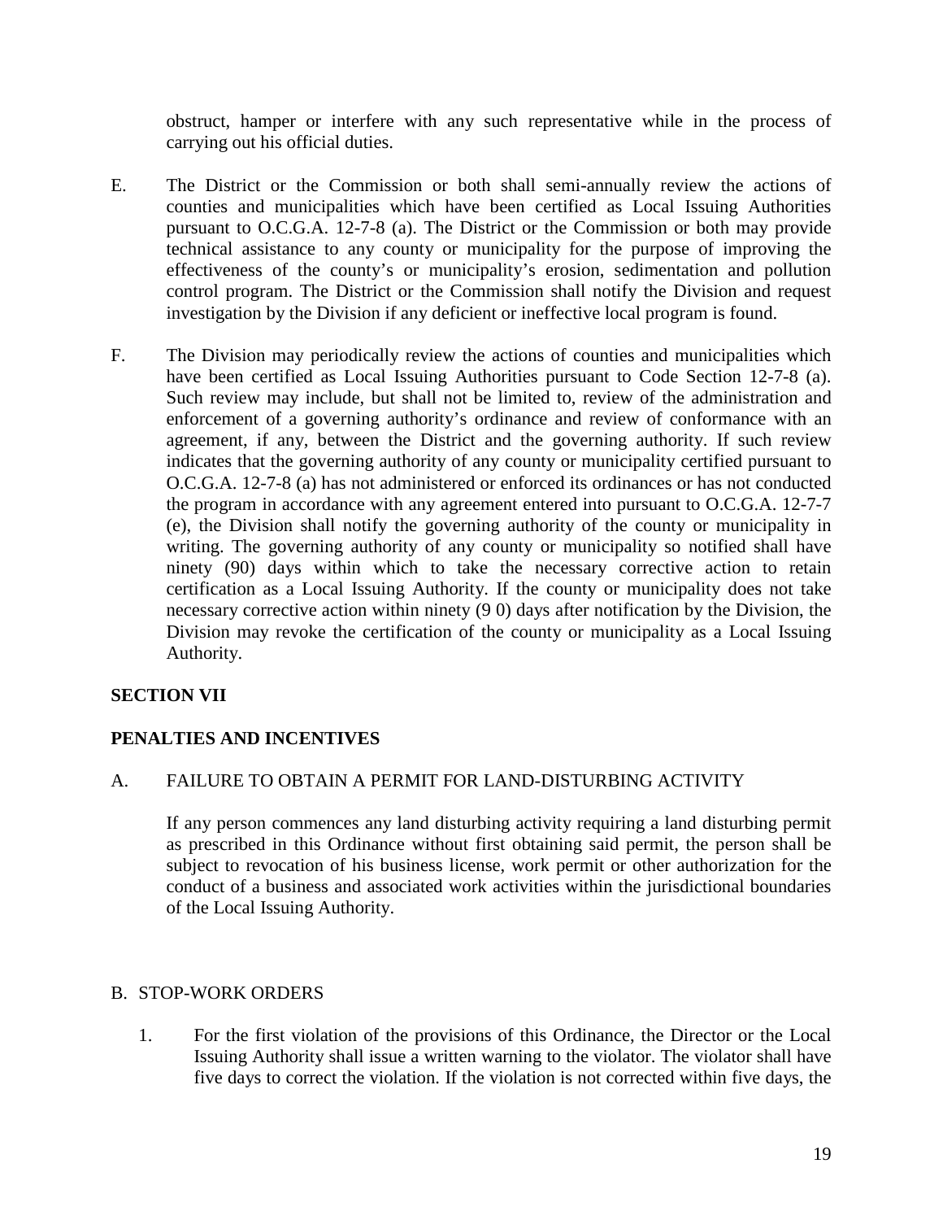obstruct, hamper or interfere with any such representative while in the process of carrying out his official duties.

E. The District or the Commission or both shall semi-annually review the actions of counties and municipalities which have been certified as Local Issuing Authorities pursuant to O.C.G.A. 12-7-8 (a). The District or the Commission or both may provide technical assistance to any county or municipality for the purpose of improving the effectiveness of the county's or municipality's erosion, sedimentation and pollution control program. The District or the Commission shall notify the Division and request investigation by the Division if any deficient or ineffective local program is found.

F. The Division may periodically review the actions of counties and municipalities which have been certified as Local Issuing Authorities pursuant to Code Section 12-7-8 (a). Such review may include, but shall not be limited to, review of the administration and enforcement of a governing authority's ordinance and review of conformance with an agreement, if any, between the District and the governing authority. If such review indicates that the governing authority of any county or municipality certified pursuant to O.C.G.A. 12-7-8 (a) has not administered or enforced its ordinances or has not conducted the program in accordance with any agreement entered into pursuant to O.C.G.A. 12-7-7 (e), the Division shall notify the governing authority of the county or municipality in writing. The governing authority of any county or municipality so notified shall have ninety (90) days within which to take the necessary corrective action to retain certification as a Local Issuing Authority. If the county or municipality does not take necessary corrective action within ninety (9 0) days after notification by the Division, the Division may revoke the certification of the county or municipality as a Local Issuing Authority.

## SECTION VII

## PENALTIES AND INCENTIVES

A. FAILURE TO OBTAIN A PERMIT FOR LAND-DISTURBING ACTIVITY

If any person commences any land disturbing activity requiring a land disturbing permit as prescribed in this Ordinance without first obtaining said permit, the person shall be subject to revocation of his business license, work permit or other authorization for the conduct of a business and associated work activities within the jurisdictional boundaries of the Local Issuing Authority.

B. STOP-WORK ORDERS

1. For the first violation of the provisions of this Ordinance, the Director or the Local Issuing Authority shall issue a written warning to the violator. The violator shall have five days to correct the violation. If the violation is not corrected within five days, the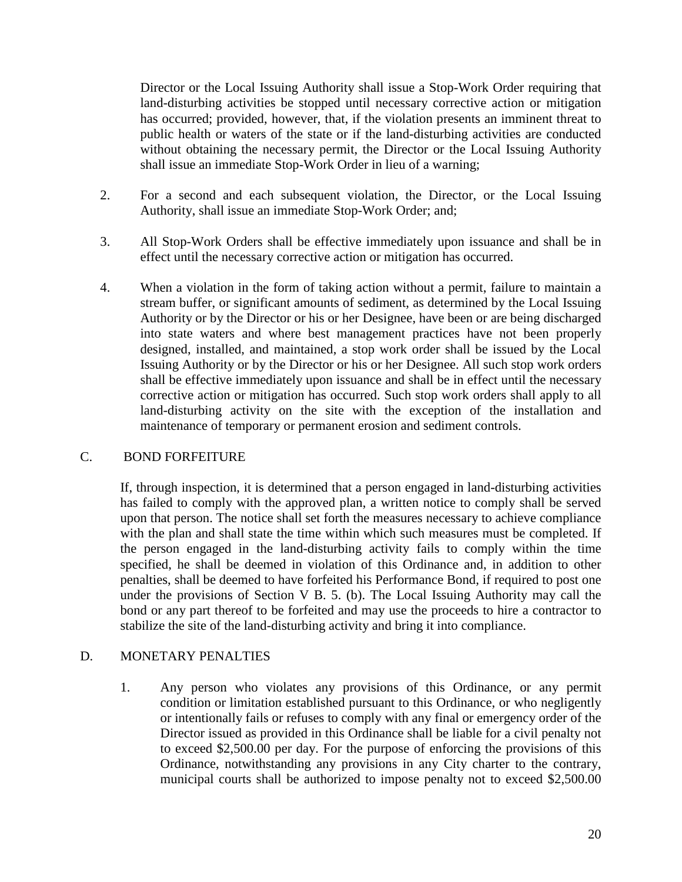Director or the Local Issuing Authority shall issue a Stop-Work Order requiring that land-disturbing activities be stopped until necessary corrective action or mitigation has occurred; provided, however, that, if the violation presents an imminent threat to public health or waters of the state or if the land-disturbing activities are conducted without obtaining the necessary permit, the Director or the Local Issuing Authority shall issue an immediate Stop-Work Order in lieu of a warning;

2. For a second and each subsequent violation, the Director, or the Local Issuing Authority, shall issue an immediate Stop-Work Order; and;

3. All Stop-Work Orders shall be effective immediately upon issuance and shall be in effect until the necessary corrective action or mitigation has occurred.

4. When a violation in the form of taking action without a permit, failure to maintain a stream buffer, or significant amounts of sediment, as determined by the Local Issuing Authority or by the Director or his or her Designee, have been or are being discharged into state waters and where best management practices have not been properly designed, installed, and maintained, a stop work order shall be issued by the Local Issuing Authority or by the Director or his or her Designee. All such stop work orders shall be effective immediately upon issuance and shall be in effect until the necessary corrective action or mitigation has occurred. Such stop work orders shall apply to all land-disturbing activity on the site with the exception of the installation and maintenance of temporary or permanent erosion and sediment controls.

C. BOND FORFEITURE

If, through inspection, it is determined that a person engaged in land-disturbing activities has failed to comply with the approved plan, a written notice to comply shall be served upon that person. The notice shall set forth the measures necessary to achieve compliance with the plan and shall state the time within which such measures must be completed. If the person engaged in the land-disturbing activity fails to comply within the time specified, he shall be deemed in violation of this Ordinance and, in addition to other penalties, shall be deemed to have forfeited his Performance Bond, if required to post one under the provisions of Section V B. 5. (b). The Local Issuing Authority may call the bond or any part thereof to be forfeited and may use the proceeds to hire a contractor to stabilize the site of the land-disturbing activity and bring it into compliance.

D. MONETARY PENALTIES

1. Any person who violates any provisions of this Ordinance, or any permit condition or limitation established pursuant to this Ordinance, or who negligently or intentionally fails or refuses to comply with any final or emergency order of the Director issued as provided in this Ordinance shall be liable for a civil penalty not to exceed $2,500.00 per day. For the purpose of enforcing the provisions of this Ordinance, notwithstanding any provisions in any City charter to the contrary, municipal courts shall be authorized to impose penalty not to exceed $2,500.00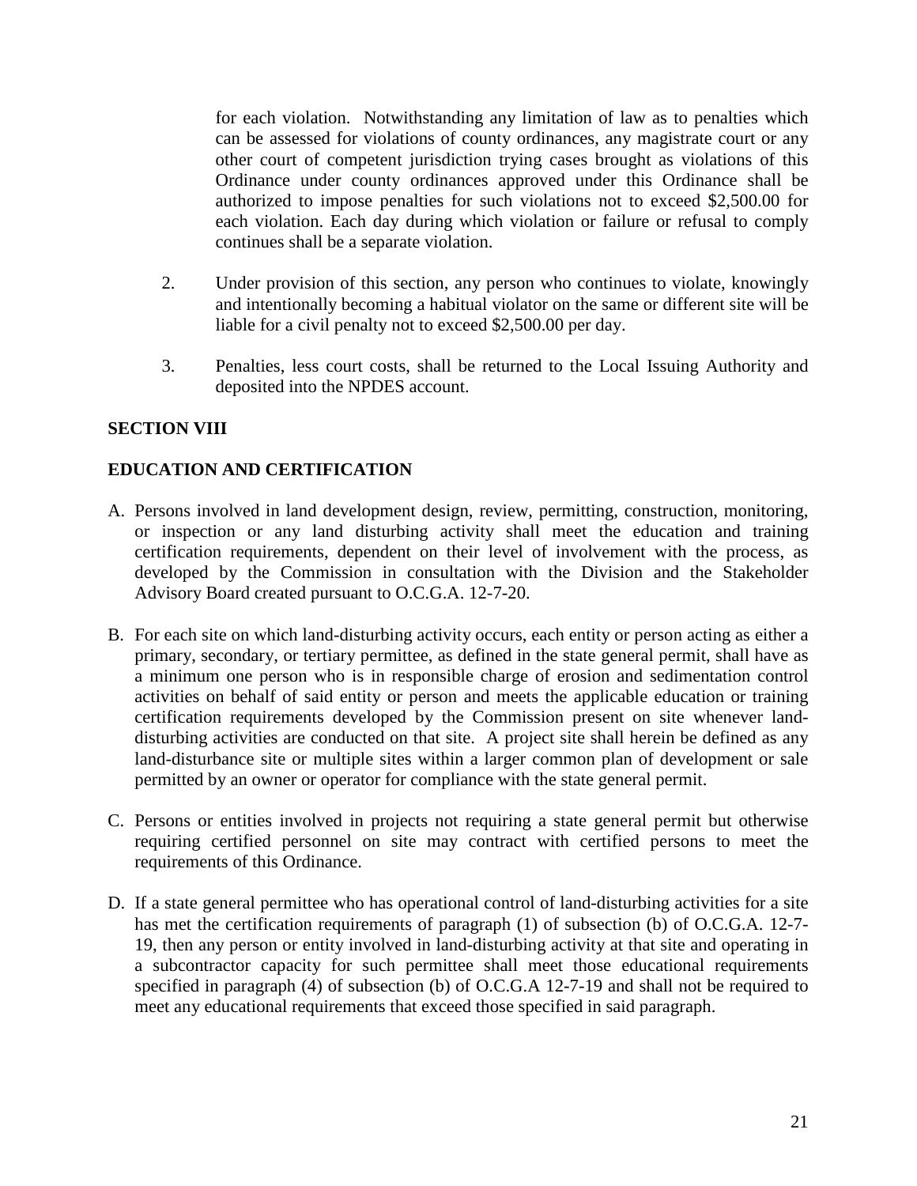for each violation. Notwithstanding any limitation of law as to penalties which can be assessed for violations of county ordinances, any magistrate court or any other court of competent jurisdiction trying cases brought as violations of this Ordinance under county ordinances approved under this Ordinance shall be authorized to impose penalties for such violations not to exceed $2,500.00 for each violation. Each day during which violation or failure or refusal to comply continues shall be a separate violation.

2. Under provision of this section, any person who continues to violate, knowingly and intentionally becoming a habitual violator on the same or different site will be liable for a civil penalty not to exceed $2,500.00 per day.

3. Penalties, less court costs, shall be returned to the Local Issuing Authority and deposited into the NPDES account.

**SECTION VIII**

**EDUCATION AND CERTIFICATION**

A. Persons involved in land development design, review, permitting, construction, monitoring, or inspection or any land disturbing activity shall meet the education and training certification requirements, dependent on their level of involvement with the process, as developed by the Commission in consultation with the Division and the Stakeholder Advisory Board created pursuant to O.C.G.A. 12-7-20.

B. For each site on which land-disturbing activity occurs, each entity or person acting as either a primary, secondary, or tertiary permittee, as defined in the state general permit, shall have as a minimum one person who is in responsible charge of erosion and sedimentation control activities on behalf of said entity or person and meets the applicable education or training certification requirements developed by the Commission present on site whenever land-disturbing activities are conducted on that site. A project site shall herein be defined as any land-disturbance site or multiple sites within a larger common plan of development or sale permitted by an owner or operator for compliance with the state general permit.

C. Persons or entities involved in projects not requiring a state general permit but otherwise requiring certified personnel on site may contract with certified persons to meet the requirements of this Ordinance.

D. If a state general permittee who has operational control of land-disturbing activities for a site has met the certification requirements of paragraph (1) of subsection (b) of O.C.G.A. 12-7-19, then any person or entity involved in land-disturbing activity at that site and operating in a subcontractor capacity for such permittee shall meet those educational requirements specified in paragraph (4) of subsection (b) of O.C.G.A 12-7-19 and shall not be required to meet any educational requirements that exceed those specified in said paragraph.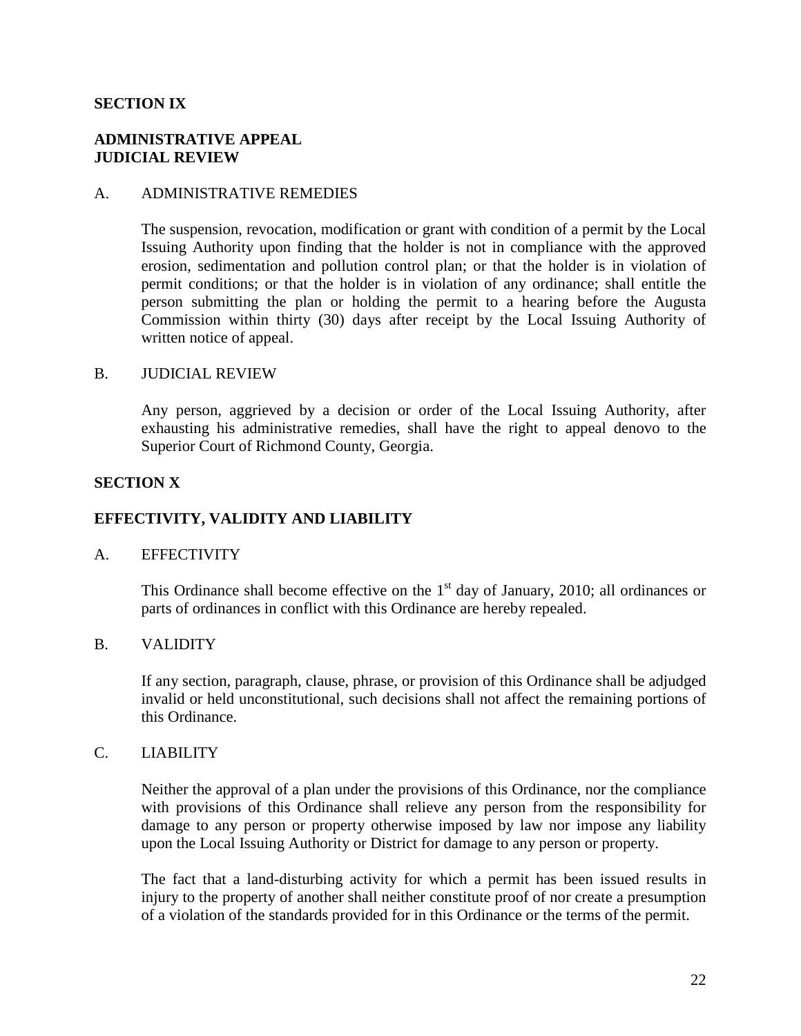## SECTION IX

## ADMINISTRATIVE APPEAL
## JUDICIAL REVIEW

### A. ADMINISTRATIVE REMEDIES

The suspension, revocation, modification or grant with condition of a permit by the Local Issuing Authority upon finding that the holder is not in compliance with the approved erosion, sedimentation and pollution control plan; or that the holder is in violation of permit conditions; or that the holder is in violation of any ordinance; shall entitle the person submitting the plan or holding the permit to a hearing before the Augusta Commission within thirty (30) days after receipt by the Local Issuing Authority of written notice of appeal.

### B. JUDICIAL REVIEW

Any person, aggrieved by a decision or order of the Local Issuing Authority, after exhausting his administrative remedies, shall have the right to appeal denovo to the Superior Court of Richmond County, Georgia.

## SECTION X

## EFFECTIVITY, VALIDITY AND LIABILITY

### A. EFFECTIVITY

This Ordinance shall become effective on the 1st day of January, 2010; all ordinances or parts of ordinances in conflict with this Ordinance are hereby repealed.

### B. VALIDITY

If any section, paragraph, clause, phrase, or provision of this Ordinance shall be adjudged invalid or held unconstitutional, such decisions shall not affect the remaining portions of this Ordinance.

### C. LIABILITY

Neither the approval of a plan under the provisions of this Ordinance, nor the compliance with provisions of this Ordinance shall relieve any person from the responsibility for damage to any person or property otherwise imposed by law nor impose any liability upon the Local Issuing Authority or District for damage to any person or property.

The fact that a land-disturbing activity for which a permit has been issued results in injury to the property of another shall neither constitute proof of nor create a presumption of a violation of the standards provided for in this Ordinance or the terms of the permit.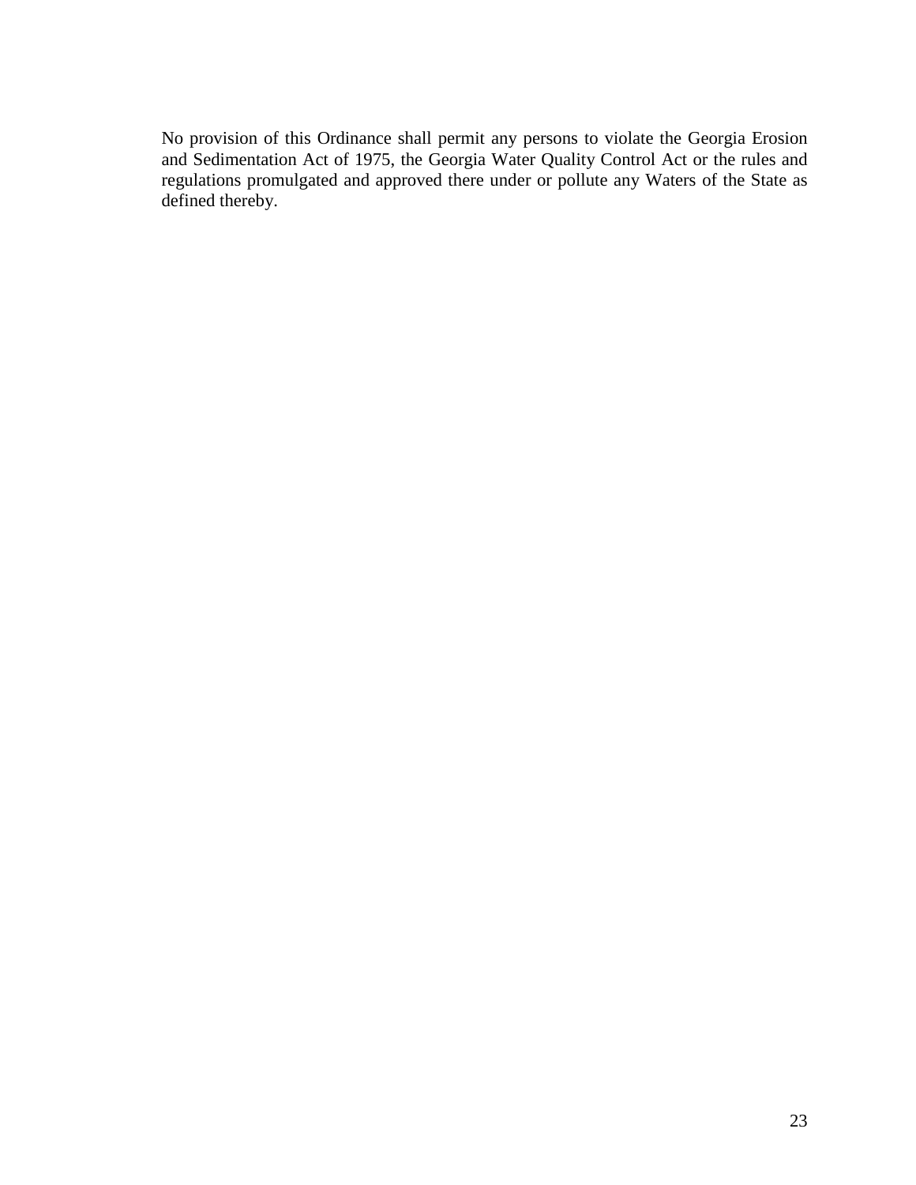No provision of this Ordinance shall permit any persons to violate the Georgia Erosion and Sedimentation Act of 1975, the Georgia Water Quality Control Act or the rules and regulations promulgated and approved there under or pollute any Waters of the State as defined thereby.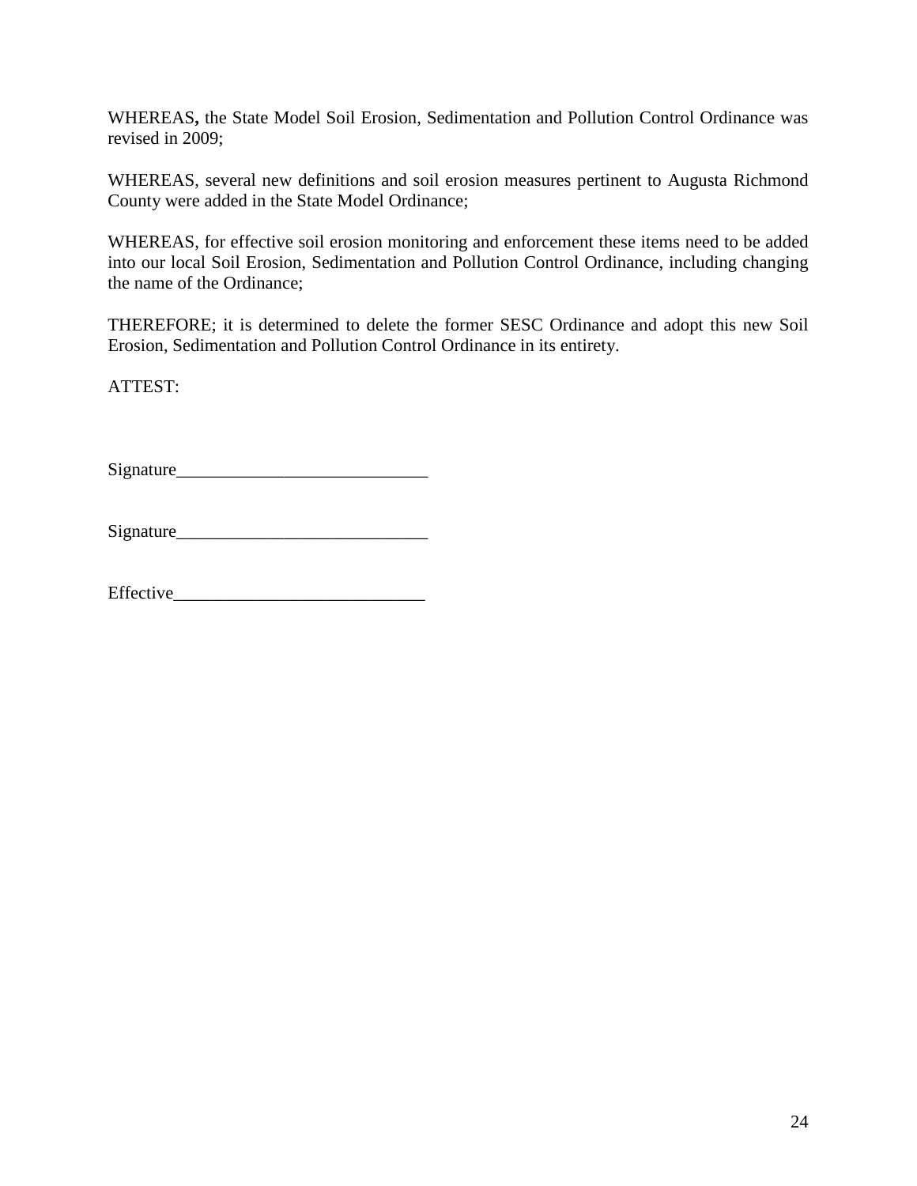WHEREAS**,** the State Model Soil Erosion, Sedimentation and Pollution Control Ordinance was revised in 2009;

WHEREAS, several new definitions and soil erosion measures pertinent to Augusta Richmond County were added in the State Model Ordinance;

WHEREAS, for effective soil erosion monitoring and enforcement these items need to be added into our local Soil Erosion, Sedimentation and Pollution Control Ordinance, including changing the name of the Ordinance;

THEREFORE; it is determined to delete the former SESC Ordinance and adopt this new Soil Erosion, Sedimentation and Pollution Control Ordinance in its entirety.

ATTEST:

Signature____________________________

Signature____________________________

Effective____________________________